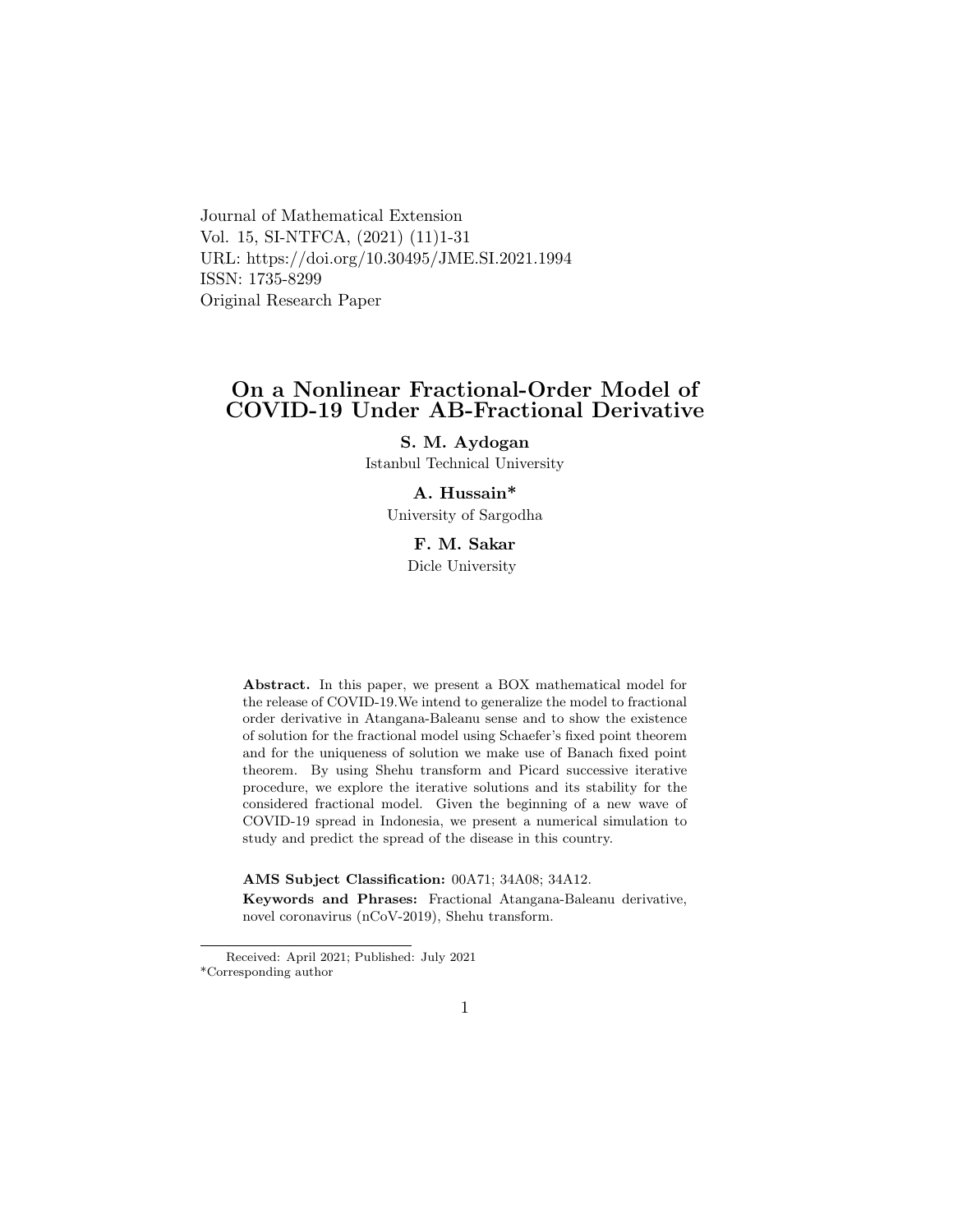Journal of Mathematical Extension
Vol. 15, SI-NTFCA, (2021) (11)1-31
URL: https://doi.org/10.30495/JME.SI.2021.1994
ISSN: 1735-8299
Original Research Paper

# On a Nonlinear Fractional-Order Model of COVID-19 Under AB-Fractional Derivative

**S. M. Aydogan**
Istanbul Technical University

**A. Hussain***
University of Sargodha

**F. M. Sakar**
Dicle University

**Abstract.** In this paper, we present a BOX mathematical model for the release of COVID-19.We intend to generalize the model to fractional order derivative in Atangana-Baleanu sense and to show the existence of solution for the fractional model using Schaefer's fixed point theorem and for the uniqueness of solution we make use of Banach fixed point theorem. By using Shehu transform and Picard successive iterative procedure, we explore the iterative solutions and its stability for the considered fractional model. Given the beginning of a new wave of COVID-19 spread in Indonesia, we present a numerical simulation to study and predict the spread of the disease in this country.

**AMS Subject Classification:** 00A71; 34A08; 34A12.

**Keywords and Phrases:** Fractional Atangana-Baleanu derivative, novel coronavirus (nCoV-2019), Shehu transform.

Received: April 2021; Published: July 2021
*Corresponding author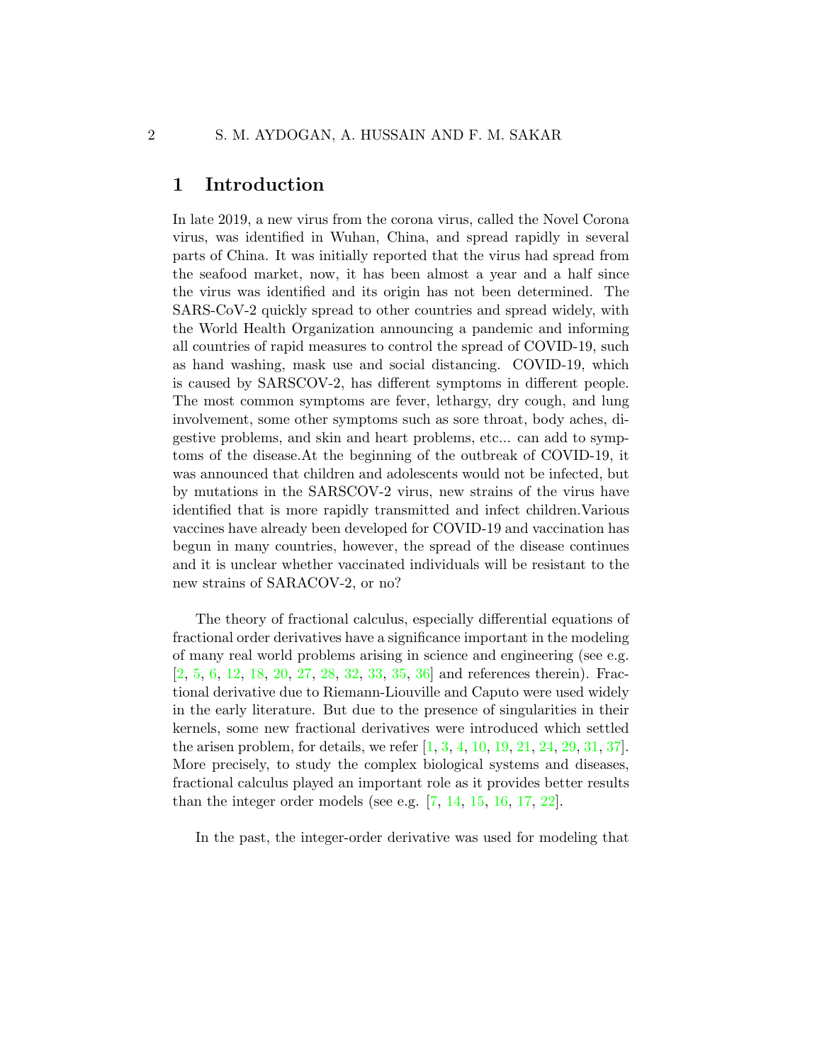# 1 Introduction

In late 2019, a new virus from the corona virus, called the Novel Corona virus, was identified in Wuhan, China, and spread rapidly in several parts of China. It was initially reported that the virus had spread from the seafood market, now, it has been almost a year and a half since the virus was identified and its origin has not been determined. The SARS-CoV-2 quickly spread to other countries and spread widely, with the World Health Organization announcing a pandemic and informing all countries of rapid measures to control the spread of COVID-19, such as hand washing, mask use and social distancing. COVID-19, which is caused by SARSCOV-2, has different symptoms in different people. The most common symptoms are fever, lethargy, dry cough, and lung involvement, some other symptoms such as sore throat, body aches, digestive problems, and skin and heart problems, etc... can add to symptoms of the disease.At the beginning of the outbreak of COVID-19, it was announced that children and adolescents would not be infected, but by mutations in the SARSCOV-2 virus, new strains of the virus have identified that is more rapidly transmitted and infect children.Various vaccines have already been developed for COVID-19 and vaccination has begun in many countries, however, the spread of the disease continues and it is unclear whether vaccinated individuals will be resistant to the new strains of SARACOV-2, or no?

The theory of fractional calculus, especially differential equations of fractional order derivatives have a significance important in the modeling of many real world problems arising in science and engineering (see e.g. [2, 5, 6, 12, 18, 20, 27, 28, 32, 33, 35, 36] and references therein). Fractional derivative due to Riemann-Liouville and Caputo were used widely in the early literature. But due to the presence of singularities in their kernels, some new fractional derivatives were introduced which settled the arisen problem, for details, we refer [1, 3, 4, 10, 19, 21, 24, 29, 31, 37]. More precisely, to study the complex biological systems and diseases, fractional calculus played an important role as it provides better results than the integer order models (see e.g. [7, 14, 15, 16, 17, 22].

In the past, the integer-order derivative was used for modeling that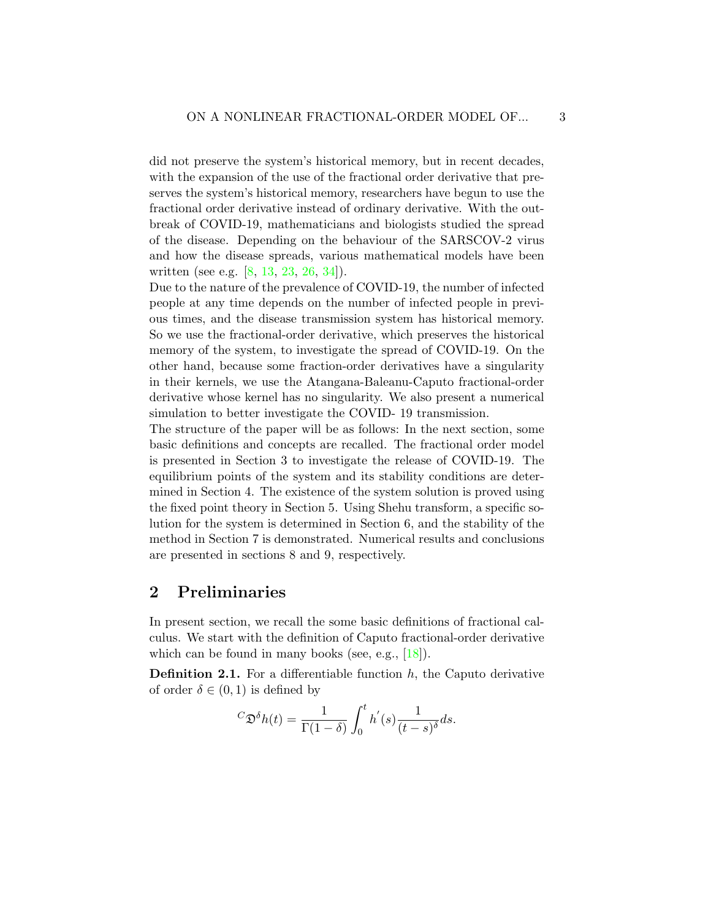did not preserve the system's historical memory, but in recent decades, with the expansion of the use of the fractional order derivative that preserves the system's historical memory, researchers have begun to use the fractional order derivative instead of ordinary derivative. With the outbreak of COVID-19, mathematicians and biologists studied the spread of the disease. Depending on the behaviour of the SARSCOV-2 virus and how the disease spreads, various mathematical models have been written (see e.g. [8, 13, 23, 26, 34]).
Due to the nature of the prevalence of COVID-19, the number of infected people at any time depends on the number of infected people in previous times, and the disease transmission system has historical memory. So we use the fractional-order derivative, which preserves the historical memory of the system, to investigate the spread of COVID-19. On the other hand, because some fraction-order derivatives have a singularity in their kernels, we use the Atangana-Baleanu-Caputo fractional-order derivative whose kernel has no singularity. We also present a numerical simulation to better investigate the COVID- 19 transmission.
The structure of the paper will be as follows: In the next section, some basic definitions and concepts are recalled. The fractional order model is presented in Section 3 to investigate the release of COVID-19. The equilibrium points of the system and its stability conditions are determined in Section 4. The existence of the system solution is proved using the fixed point theory in Section 5. Using Shehu transform, a specific solution for the system is determined in Section 6, and the stability of the method in Section 7 is demonstrated. Numerical results and conclusions are presented in sections 8 and 9, respectively.

## 2 Preliminaries

In present section, we recall the some basic definitions of fractional calculus. We start with the definition of Caputo fractional-order derivative which can be found in many books (see, e.g., [18]).

**Definition 2.1.** For a differentiable function $h$, the Caputo derivative of order $\delta \in (0, 1)$ is defined by

$$^{C}\mathfrak{D}^{\delta}h(t) = \frac{1}{\Gamma(1-\delta)} \int_0^t h^{'}(s) \frac{1}{(t-s)^{\delta}} ds.$$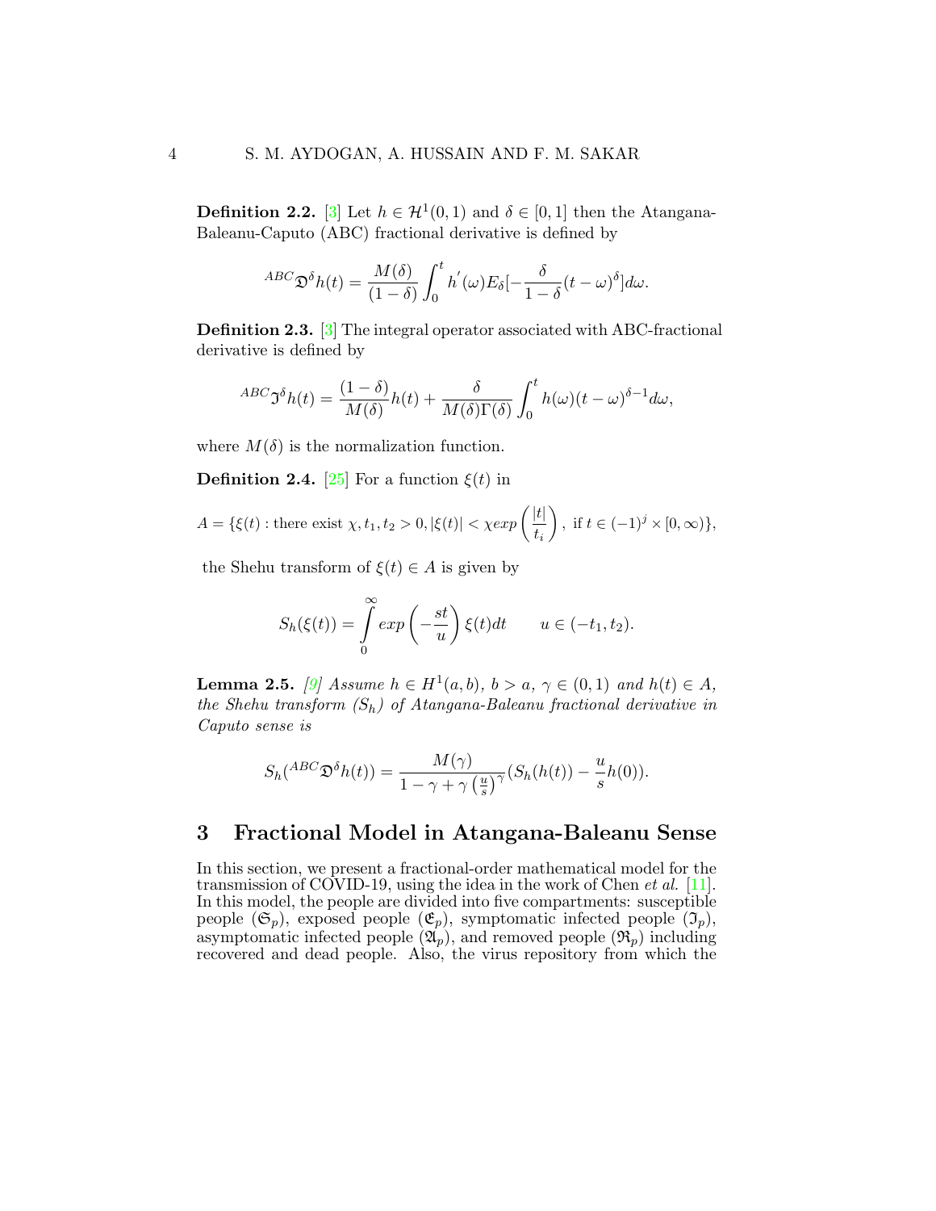**Definition 2.2.** [3] Let $h \in \mathcal{H}^1(0,1)$ and $\delta \in [0,1]$ then the Atangana-Baleanu-Caputo (ABC) fractional derivative is defined by

$$^{ABC}\mathfrak{D}^{\delta}h(t) = \frac{M(\delta)}{(1-\delta)} \int_0^t h^{'}(\omega) E_{\delta}[-\frac{\delta}{1-\delta}(t-\omega)^{\delta}] d\omega.$$

**Definition 2.3.** [3] The integral operator associated with ABC-fractional derivative is defined by

$$^{ABC}\mathfrak{I}^{\delta}h(t) = \frac{(1-\delta)}{M(\delta)} h(t) + \frac{\delta}{M(\delta)\Gamma(\delta)} \int_0^t h(\omega)(t-\omega)^{\delta-1} d\omega,$$

where $M(\delta)$ is the normalization function.

**Definition 2.4.** [25] For a function $\xi(t)$ in

$$A = \{\xi(t) : \text{there exist } \chi, t_1, t_2 > 0, |\xi(t)| < \chi exp\left(\frac{|t|}{t_i}\right), \text{ if } t \in (-1)^j \times [0, \infty)\},$$

the Shehu transform of $\xi(t) \in A$ is given by

$$S_h(\xi(t)) = \int_0^{\infty} exp\left(-\frac{st}{u}\right)\xi(t) dt \qquad u \in (-t_1, t_2).$$

**Lemma 2.5.** *[9] Assume $h \in H^1(a,b)$, $b > a$, $\gamma \in (0,1)$ and $h(t) \in A$, the Shehu transform ($S_h$) of Atangana-Baleanu fractional derivative in Caputo sense is*

$$S_h(^{ABC}\mathfrak{D}^{\delta}h(t)) = \frac{M(\gamma)}{1-\gamma+\gamma\left(\frac{u}{s}\right)^{\gamma}}(S_h(h(t)) - \frac{u}{s}h(0)).$$

## 3 Fractional Model in Atangana-Baleanu Sense

In this section, we present a fractional-order mathematical model for the transmission of COVID-19, using the idea in the work of Chen *et al.* [11]. In this model, the people are divided into five compartments: susceptible people ($\mathfrak{S}_p$), exposed people ($\mathfrak{E}_p$), symptomatic infected people ($\mathfrak{I}_p$), asymptomatic infected people ($\mathfrak{A}_p$), and removed people ($\mathfrak{R}_p$) including recovered and dead people. Also, the virus repository from which the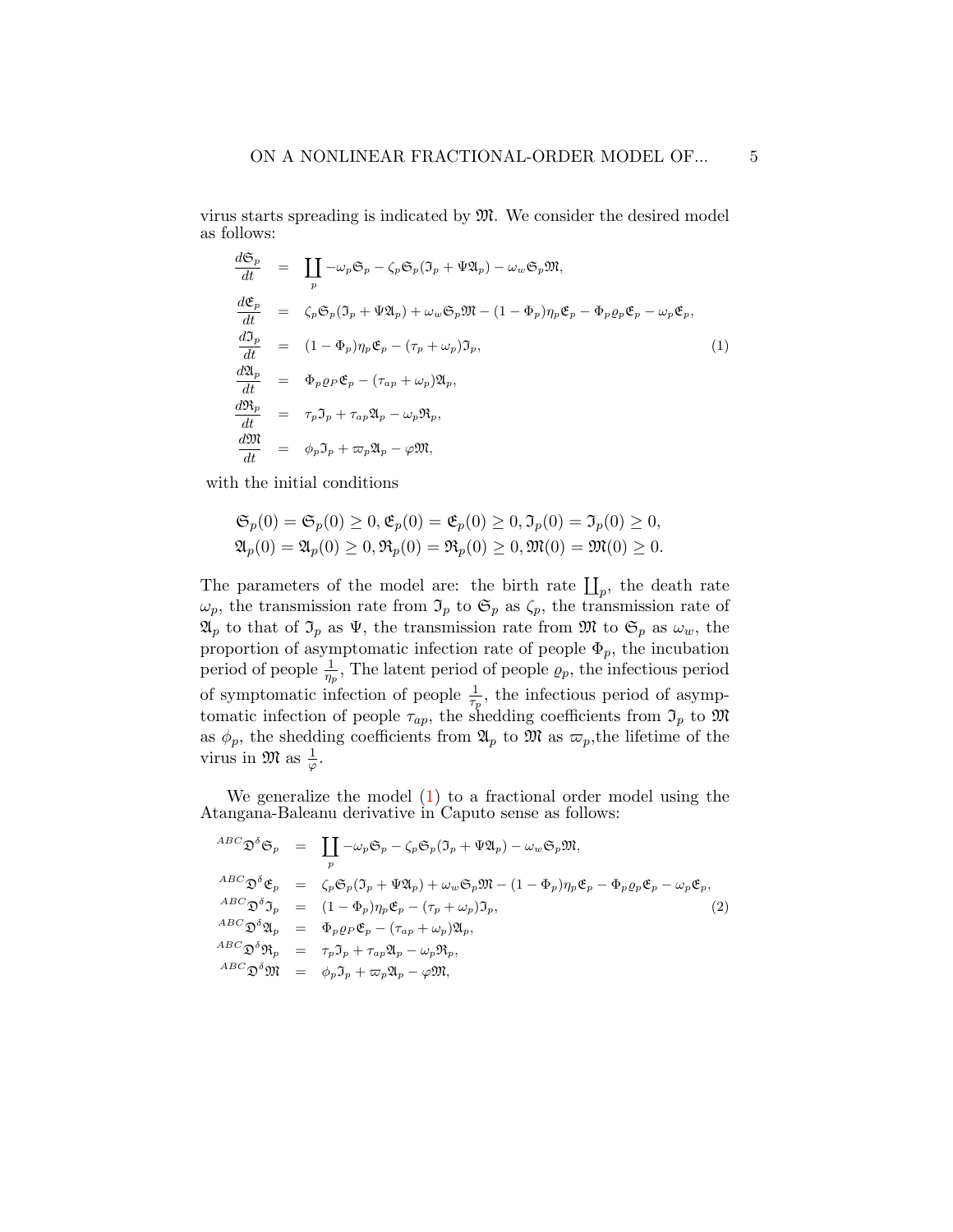virus starts spreading is indicated by $\mathfrak{M}$. We consider the desired model as follows:

$$
\begin{aligned}
\frac{d\mathfrak{S}_p}{dt} &= \coprod_p -\omega_p \mathfrak{S}_p - \zeta_p \mathfrak{S}_p(\mathfrak{I}_p + \Psi \mathfrak{A}_p) - \omega_w \mathfrak{S}_p \mathfrak{M}, \\
\frac{d\mathfrak{E}_p}{dt} &= \zeta_p \mathfrak{S}_p(\mathfrak{I}_p + \Psi \mathfrak{A}_p) + \omega_w \mathfrak{S}_p \mathfrak{M} - (1-\Phi_p)\eta_p \mathfrak{E}_p - \Phi_p \varrho_p \mathfrak{E}_p - \omega_p \mathfrak{E}_p, \\
\frac{d\mathfrak{I}_p}{dt} &= (1-\Phi_p)\eta_p \mathfrak{E}_p - (\tau_p + \omega_p)\mathfrak{I}_p, \\
\frac{d\mathfrak{A}_p}{dt} &= \Phi_p \varrho_P \mathfrak{E}_p - (\tau_{ap} + \omega_p)\mathfrak{A}_p, \\
\frac{d\mathfrak{R}_p}{dt} &= \tau_p \mathfrak{I}_p + \tau_{ap}\mathfrak{A}_p - \omega_p \mathfrak{R}_p, \\
\frac{d\mathfrak{M}}{dt} &= \phi_p \mathfrak{I}_p + \varpi_p \mathfrak{A}_p - \varphi \mathfrak{M},
\end{aligned}
\tag{1}
$$

with the initial conditions

$$
\begin{aligned}
&\mathfrak{S}_p(0) = \mathfrak{S}_p(0) \geq 0, \mathfrak{E}_p(0) = \mathfrak{E}_p(0) \geq 0, \mathfrak{I}_p(0) = \mathfrak{I}_p(0) \geq 0, \\
&\mathfrak{A}_p(0) = \mathfrak{A}_p(0) \geq 0, \mathfrak{R}_p(0) = \mathfrak{R}_p(0) \geq 0, \mathfrak{M}(0) = \mathfrak{M}(0) \geq 0.
\end{aligned}
$$

The parameters of the model are: the birth rate $\coprod_p$, the death rate $\omega_p$, the transmission rate from $\mathfrak{I}_p$ to $\mathfrak{S}_p$ as $\zeta_p$, the transmission rate of $\mathfrak{A}_p$ to that of $\mathfrak{I}_p$ as $\Psi$, the transmission rate from $\mathfrak{M}$ to $\mathfrak{S}_p$ as $\omega_w$, the proportion of asymptomatic infection rate of people $\Phi_p$, the incubation period of people $\frac{1}{\eta_p}$, The latent period of people $\varrho_p$, the infectious period of symptomatic infection of people $\frac{1}{\tau_p}$, the infectious period of asymptomatic infection of people $\tau_{ap}$, the shedding coefficients from $\mathfrak{I}_p$ to $\mathfrak{M}$ as $\phi_p$, the shedding coefficients from $\mathfrak{A}_p$ to $\mathfrak{M}$ as $\varpi_p$, the lifetime of the virus in $\mathfrak{M}$ as $\frac{1}{\varphi}$.

We generalize the model (1) to a fractional order model using the Atangana-Baleanu derivative in Caputo sense as follows:

$$
\begin{aligned}
{}^{ABC}\mathfrak{D}^{\delta}\mathfrak{S}_p &= \coprod_p -\omega_p \mathfrak{S}_p - \zeta_p \mathfrak{S}_p(\mathfrak{I}_p + \Psi \mathfrak{A}_p) - \omega_w \mathfrak{S}_p \mathfrak{M}, \\
{}^{ABC}\mathfrak{D}^{\delta}\mathfrak{E}_p &= \zeta_p \mathfrak{S}_p(\mathfrak{I}_p + \Psi \mathfrak{A}_p) + \omega_w \mathfrak{S}_p \mathfrak{M} - (1-\Phi_p)\eta_p \mathfrak{E}_p - \Phi_p \varrho_p \mathfrak{E}_p - \omega_p \mathfrak{E}_p, \\
{}^{ABC}\mathfrak{D}^{\delta}\mathfrak{I}_p &= (1-\Phi_p)\eta_p \mathfrak{E}_p - (\tau_p + \omega_p)\mathfrak{I}_p, \\
{}^{ABC}\mathfrak{D}^{\delta}\mathfrak{A}_p &= \Phi_p \varrho_P \mathfrak{E}_p - (\tau_{ap} + \omega_p)\mathfrak{A}_p, \\
{}^{ABC}\mathfrak{D}^{\delta}\mathfrak{R}_p &= \tau_p \mathfrak{I}_p + \tau_{ap}\mathfrak{A}_p - \omega_p \mathfrak{R}_p, \\
{}^{ABC}\mathfrak{D}^{\delta}\mathfrak{M} &= \phi_p \mathfrak{I}_p + \varpi_p \mathfrak{A}_p - \varphi \mathfrak{M},
\end{aligned}
\tag{2}
$$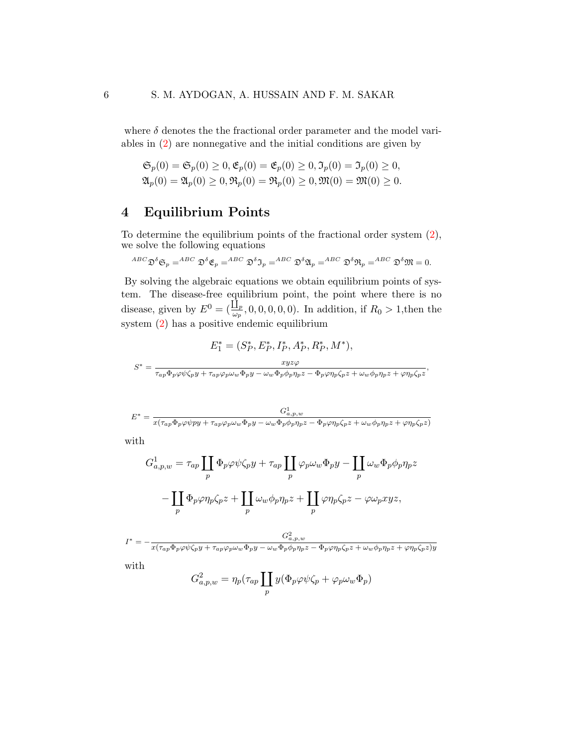where $\delta$ denotes the the fractional order parameter and the model variables in (2) are nonnegative and the initial conditions are given by

$$\mathfrak{S}_p(0) = \mathfrak{S}_p(0) \geq 0, \mathfrak{E}_p(0) = \mathfrak{E}_p(0) \geq 0, \mathfrak{I}_p(0) = \mathfrak{I}_p(0) \geq 0,$$
$$\mathfrak{A}_p(0) = \mathfrak{A}_p(0) \geq 0, \mathfrak{R}_p(0) = \mathfrak{R}_p(0) \geq 0, \mathfrak{M}(0) = \mathfrak{M}(0) \geq 0.$$

## 4 Equilibrium Points

To determine the equilibrium points of the fractional order system (2), we solve the following equations

$$^{ABC}\mathfrak{D}^\delta \mathfrak{S}_p = ^{ABC}\mathfrak{D}^\delta \mathfrak{E}_p = ^{ABC}\mathfrak{D}^\delta \mathfrak{I}_p = ^{ABC}\mathfrak{D}^\delta \mathfrak{A}_p = ^{ABC}\mathfrak{D}^\delta \mathfrak{R}_p = ^{ABC}\mathfrak{D}^\delta \mathfrak{M} = 0.$$

By solving the algebraic equations we obtain equilibrium points of system. The disease-free equilibrium point, the point where there is no disease, given by $E^0 = (\frac{\amalg_p}{\omega_p}, 0, 0, 0, 0, 0)$. In addition, if $R_0 > 1$,then the system (2) has a positive endemic equilibrium

$$E_1^* = (S_P^*, E_P^*, I_P^*, A_P^*, R_P^*, M^*),$$

$$S^* = \frac{xyz\varphi}{\tau_{ap}\Phi_p\varphi\psi\zeta_p y + \tau_{ap}\varphi_p\omega_w\Phi_p y - \omega_w\Phi_p\phi_p\eta_p z - \Phi_p\varphi\eta_p\zeta_p z + \omega_w\phi_p\eta_p z + \varphi\eta_p\zeta_p z},$$

$$E^* = \frac{G^1_{a,p,w}}{x(\tau_{ap}\Phi_p\varphi\psi p y + \tau_{ap}\varphi_p\omega_w\Phi_p y - \omega_w\Phi_p\phi_p\eta_p z - \Phi_p\varphi\eta_p\zeta_p z + \omega_w\phi_p\eta_p z + \varphi\eta_p\zeta_p z)}$$

with

$$G^1_{a,p,w} = \tau_{ap}\coprod_p \Phi_p\varphi\psi\zeta_p y + \tau_{ap}\coprod_p \varphi_p\omega_w\Phi_p y - \coprod_p \omega_w\Phi_p\phi_p\eta_p z$$
$$- \coprod_p \Phi_p\varphi\eta_p\zeta_p z + \coprod_p \omega_w\phi_p\eta_p z + \coprod_p \varphi\eta_p\zeta_p z - \varphi\omega_p xyz,$$

$$I^* = -\frac{G^2_{a,p,w}}{x(\tau_{ap}\Phi_p\varphi\psi\zeta_p y + \tau_{ap}\varphi_p\omega_w\Phi_p y - \omega_w\Phi_p\phi_p\eta_p z - \Phi_p\varphi\eta_p\zeta_p z + \omega_w\phi_p\eta_p z + \varphi\eta_p\zeta_p z)y}$$

with

$$G^2_{a,p,w} = \eta_p(\tau_{ap}\coprod_p y(\Phi_p\varphi\psi\zeta_p + \varphi_p\omega_w\Phi_p)$$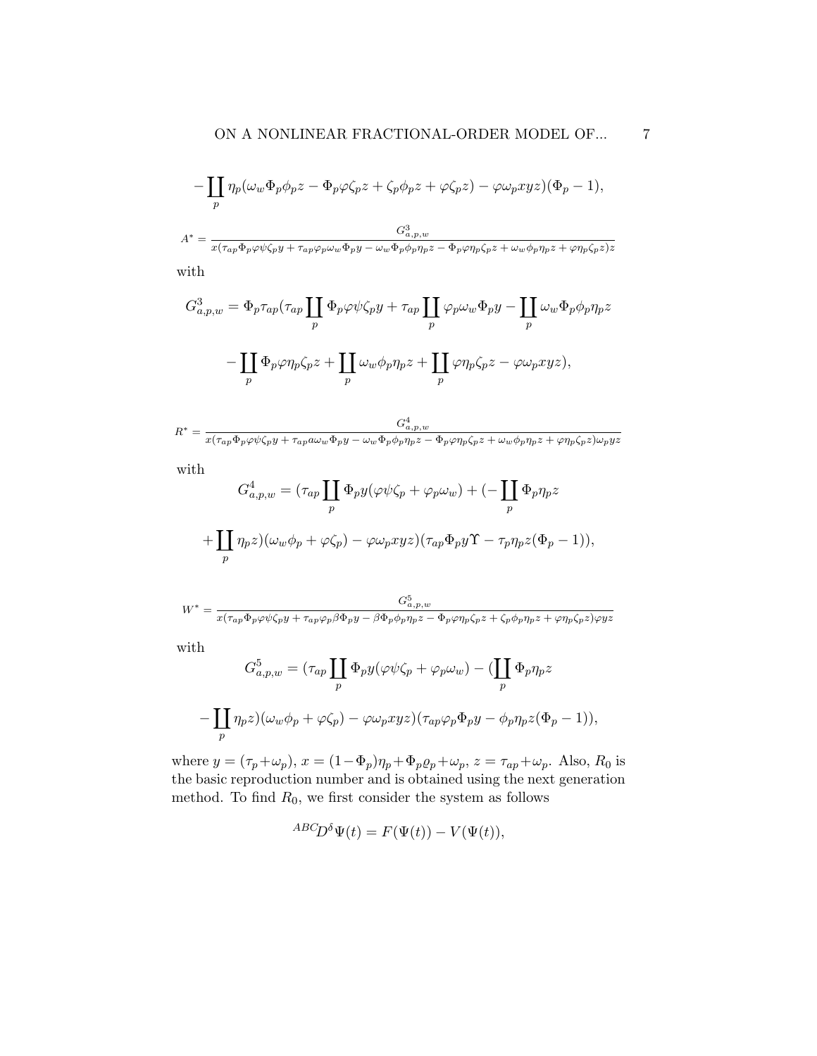$$-\coprod_p \eta_p(\omega_w\Phi_p\phi_p z - \Phi_p\varphi\zeta_p z + \zeta_p\phi_p z + \varphi\zeta_p z) - \varphi\omega_p xyz)(\Phi_p - 1),$$

$$A^* = \frac{G^3_{a,p,w}}{x(\tau_{ap}\Phi_p\varphi\psi\zeta_p y + \tau_{ap}\varphi_p\omega_w\Phi_p y - \omega_w\Phi_p\phi_p\eta_p z - \Phi_p\varphi\eta_p\zeta_p z + \omega_w\phi_p\eta_p z + \varphi\eta_p\zeta_p z)z}$$

with

$$G^3_{a,p,w} = \Phi_p\tau_{ap}(\tau_{ap}\coprod_p \Phi_p\varphi\psi\zeta_p y + \tau_{ap}\coprod_p \varphi_p\omega_w\Phi_p y - \coprod_p \omega_w\Phi_p\phi_p\eta_p z$$

$$-\coprod_p \Phi_p\varphi\eta_p\zeta_p z + \coprod_p \omega_w\phi_p\eta_p z + \coprod_p \varphi\eta_p\zeta_p z - \varphi\omega_p xyz),$$

$$R^* = \frac{G^4_{a,p,w}}{x(\tau_{ap}\Phi_p\varphi\psi\zeta_p y + \tau_{ap}a\omega_w\Phi_p y - \omega_w\Phi_p\phi_p\eta_p z - \Phi_p\varphi\eta_p\zeta_p z + \omega_w\phi_p\eta_p z + \varphi\eta_p\zeta_p z)\omega_p yz}$$

with

$$G^4_{a,p,w} = (\tau_{ap}\coprod_p \Phi_p y(\varphi\psi\zeta_p + \varphi_p\omega_w) + (-\coprod_p \Phi_p\eta_p z$$

$$+\coprod_p \eta_p z)(\omega_w\phi_p + \varphi\zeta_p) - \varphi\omega_p xyz)(\tau_{ap}\Phi_p y\Upsilon - \tau_p\eta_p z(\Phi_p - 1)),$$

$$W^* = \frac{G^5_{a,p,w}}{x(\tau_{ap}\Phi_p\varphi\psi\zeta_p y + \tau_{ap}\varphi_p\beta\Phi_p y - \beta\Phi_p\phi_p\eta_p z - \Phi_p\varphi\eta_p\zeta_p z + \zeta_p\phi_p\eta_p z + \varphi\eta_p\zeta_p z)\varphi yz}$$

with

$$G^5_{a,p,w} = (\tau_{ap}\coprod_p \Phi_p y(\varphi\psi\zeta_p + \varphi_p\omega_w) - (\coprod_p \Phi_p\eta_p z$$

$$-\coprod_p \eta_p z)(\omega_w\phi_p + \varphi\zeta_p) - \varphi\omega_p xyz)(\tau_{ap}\varphi_p\Phi_p y - \phi_p\eta_p z(\Phi_p - 1)),$$

where $y = (\tau_p + \omega_p)$, $x = (1-\Phi_p)\eta_p + \Phi_p\varrho_p + \omega_p$, $z = \tau_{ap} + \omega_p$. Also, $R_0$ is the basic reproduction number and is obtained using the next generation method. To find $R_0$, we first consider the system as follows

$$^{ABC}D^\delta\Psi(t) = F(\Psi(t)) - V(\Psi(t)),$$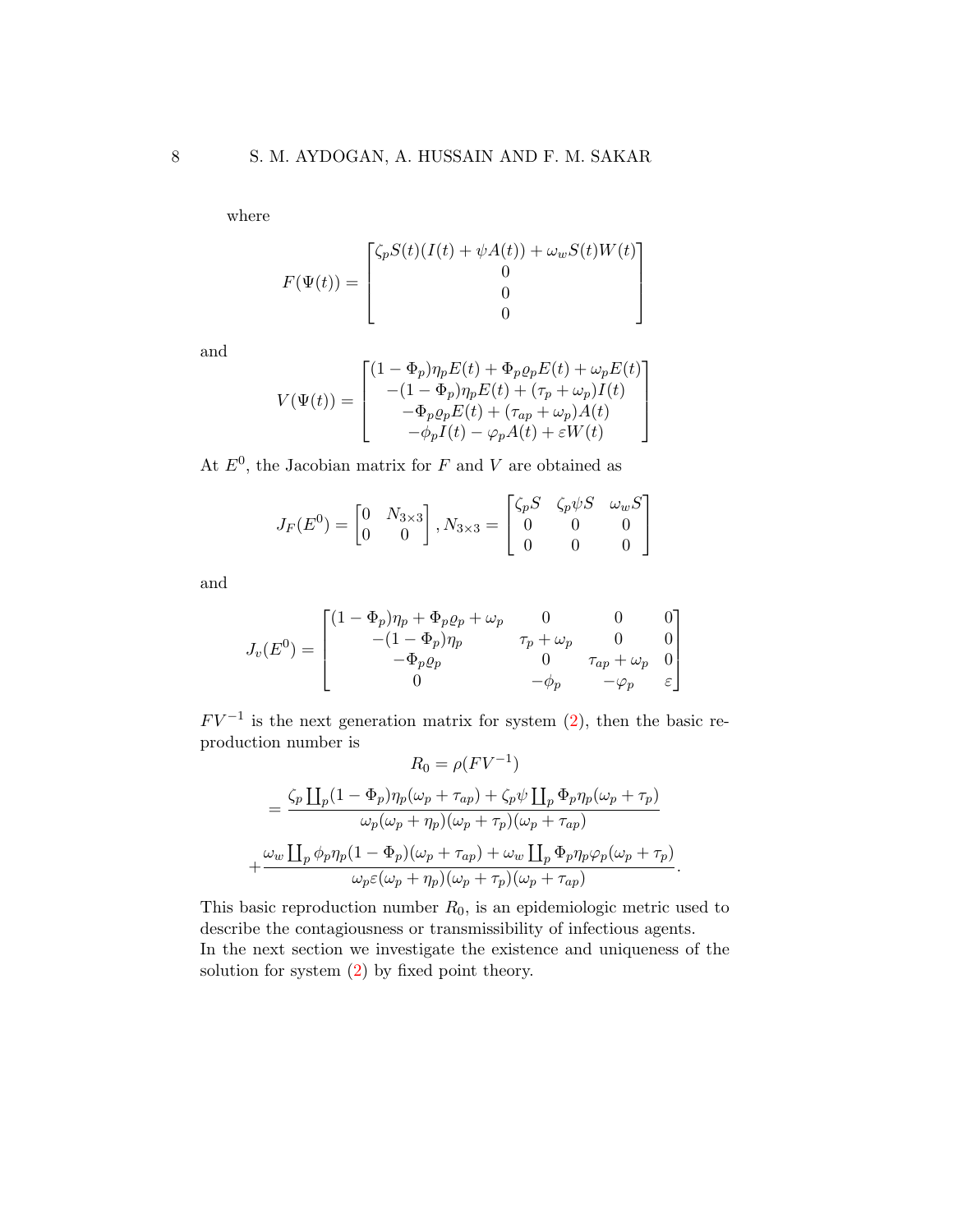where

$$F(\Psi(t)) = \begin{bmatrix} \zeta_p S(t)(I(t) + \psi A(t)) + \omega_w S(t)W(t) \\ 0 \\ 0 \\ 0 \end{bmatrix}$$

and

$$V(\Psi(t)) = \begin{bmatrix} (1-\Phi_p)\eta_p E(t) + \Phi_p \varrho_p E(t) + \omega_p E(t) \\ -(1-\Phi_p)\eta_p E(t) + (\tau_p + \omega_p) I(t) \\ -\Phi_p \varrho_p E(t) + (\tau_{ap} + \omega_p) A(t) \\ -\phi_p I(t) - \varphi_p A(t) + \varepsilon W(t) \end{bmatrix}$$

At $E^0$, the Jacobian matrix for $F$ and $V$ are obtained as

$$J_F(E^0) = \begin{bmatrix} 0 & N_{3\times 3} \\ 0 & 0 \end{bmatrix}, N_{3\times 3} = \begin{bmatrix} \zeta_p S & \zeta_p \psi S & \omega_w S \\ 0 & 0 & 0 \\ 0 & 0 & 0 \end{bmatrix}$$

and

$$J_v(E^0) = \begin{bmatrix} (1-\Phi_p)\eta_p + \Phi_p \varrho_p + \omega_p & 0 & 0 & 0 \\ -(1-\Phi_p)\eta_p & \tau_p + \omega_p & 0 & 0 \\ -\Phi_p \varrho_p & 0 & \tau_{ap} + \omega_p & 0 \\ 0 & -\phi_p & -\varphi_p & \varepsilon \end{bmatrix}$$

$FV^{-1}$ is the next generation matrix for system (2), then the basic reproduction number is

$$\begin{aligned} R_0 &= \rho(FV^{-1}) \\ &= \frac{\zeta_p \coprod_p (1-\Phi_p)\eta_p(\omega_p + \tau_{ap}) + \zeta_p \psi \coprod_p \Phi_p \eta_p (\omega_p + \tau_p)}{\omega_p(\omega_p + \eta_p)(\omega_p + \tau_p)(\omega_p + \tau_{ap})} \\ &+ \frac{\omega_w \coprod_p \phi_p \eta_p (1-\Phi_p)(\omega_p + \tau_{ap}) + \omega_w \coprod_p \Phi_p \eta_p \varphi_p (\omega_p + \tau_p)}{\omega_p \varepsilon (\omega_p + \eta_p)(\omega_p + \tau_p)(\omega_p + \tau_{ap})}. \end{aligned}$$

This basic reproduction number $R_0$, is an epidemiologic metric used to describe the contagiousness or transmissibility of infectious agents.
In the next section we investigate the existence and uniqueness of the solution for system (2) by fixed point theory.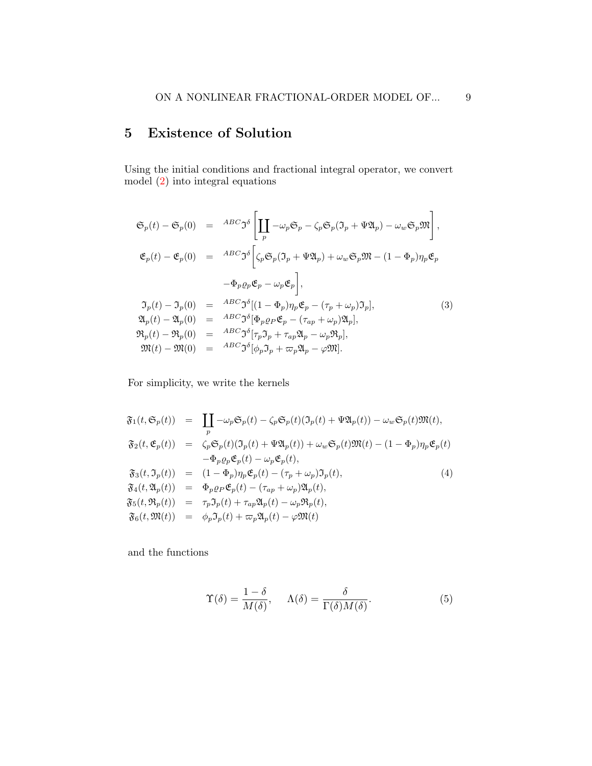## 5 Existence of Solution

Using the initial conditions and fractional integral operator, we convert model (2) into integral equations

$$
\begin{aligned}
\mathfrak{S}_p(t) - \mathfrak{S}_p(0) &= {}^{ABC}\mathfrak{I}^{\delta}\left[\coprod_p -\omega_p \mathfrak{S}_p - \zeta_p \mathfrak{S}_p(\mathfrak{I}_p + \Psi \mathfrak{A}_p) - \omega_w \mathfrak{S}_p \mathfrak{M}\right], \\
\mathfrak{E}_p(t) - \mathfrak{E}_p(0) &= {}^{ABC}\mathfrak{I}^{\delta}\Bigg[\zeta_p \mathfrak{S}_p(\mathfrak{I}_p + \Psi \mathfrak{A}_p) + \omega_w \mathfrak{S}_p \mathfrak{M} - (1-\Phi_p)\eta_p \mathfrak{E}_p \\
&\qquad -\Phi_p \varrho_p \mathfrak{E}_p - \omega_p \mathfrak{E}_p\Bigg], \\
\mathfrak{I}_p(t) - \mathfrak{I}_p(0) &= {}^{ABC}\mathfrak{I}^{\delta}[(1-\Phi_p)\eta_p \mathfrak{E}_p - (\tau_p + \omega_p)\mathfrak{I}_p], \\
\mathfrak{A}_p(t) - \mathfrak{A}_p(0) &= {}^{ABC}\mathfrak{I}^{\delta}[\Phi_p \varrho_P \mathfrak{E}_p - (\tau_{ap} + \omega_p)\mathfrak{A}_p], \\
\mathfrak{R}_p(t) - \mathfrak{R}_p(0) &= {}^{ABC}\mathfrak{I}^{\delta}[\tau_p \mathfrak{I}_p + \tau_{ap}\mathfrak{A}_p - \omega_p \mathfrak{R}_p], \\
\mathfrak{M}(t) - \mathfrak{M}(0) &= {}^{ABC}\mathfrak{I}^{\delta}[\phi_p \mathfrak{I}_p + \varpi_p \mathfrak{A}_p - \varphi \mathfrak{M}].
\end{aligned} \tag{3}
$$

For simplicity, we write the kernels

$$
\begin{aligned}
\mathfrak{F}_1(t, \mathfrak{S}_p(t)) &= \coprod_p -\omega_p \mathfrak{S}_p(t) - \zeta_p \mathfrak{S}_p(t)(\mathfrak{I}_p(t) + \Psi \mathfrak{A}_p(t)) - \omega_w \mathfrak{S}_p(t)\mathfrak{M}(t), \\
\mathfrak{F}_2(t, \mathfrak{E}_p(t)) &= \zeta_p \mathfrak{S}_p(t)(\mathfrak{I}_p(t) + \Psi \mathfrak{A}_p(t)) + \omega_w \mathfrak{S}_p(t)\mathfrak{M}(t) - (1-\Phi_p)\eta_p \mathfrak{E}_p(t) \\
&\quad -\Phi_p \varrho_p \mathfrak{E}_p(t) - \omega_p \mathfrak{E}_p(t), \\
\mathfrak{F}_3(t, \mathfrak{I}_p(t)) &= (1-\Phi_p)\eta_p \mathfrak{E}_p(t) - (\tau_p + \omega_p)\mathfrak{I}_p(t), \\
\mathfrak{F}_4(t, \mathfrak{A}_p(t)) &= \Phi_p \varrho_P \mathfrak{E}_p(t) - (\tau_{ap} + \omega_p)\mathfrak{A}_p(t), \\
\mathfrak{F}_5(t, \mathfrak{R}_p(t)) &= \tau_p \mathfrak{I}_p(t) + \tau_{ap}\mathfrak{A}_p(t) - \omega_p \mathfrak{R}_p(t), \\
\mathfrak{F}_6(t, \mathfrak{M}(t)) &= \phi_p \mathfrak{I}_p(t) + \varpi_p \mathfrak{A}_p(t) - \varphi \mathfrak{M}(t)
\end{aligned} \tag{4}
$$

and the functions

$$
\Upsilon(\delta) = \frac{1-\delta}{M(\delta)}, \qquad \Lambda(\delta) = \frac{\delta}{\Gamma(\delta)M(\delta)}. \tag{5}
$$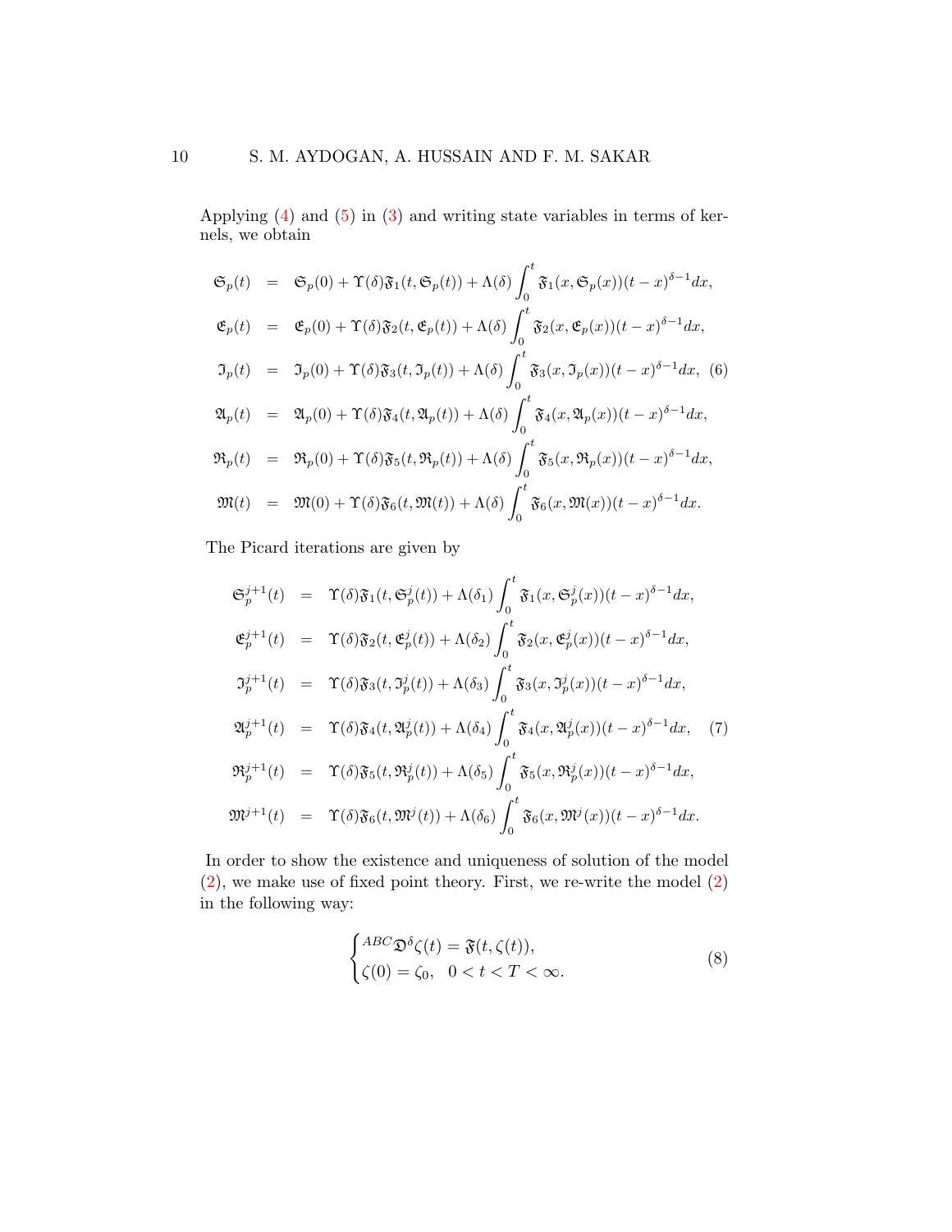Applying (4) and (5) in (3) and writing state variables in terms of kernels, we obtain

$$
\begin{aligned}
\mathfrak{S}_p(t) &= \mathfrak{S}_p(0) + \Upsilon(\delta)\mathfrak{F}_1(t, \mathfrak{S}_p(t)) + \Lambda(\delta)\int_0^t \mathfrak{F}_1(x, \mathfrak{S}_p(x))(t-x)^{\delta-1}dx, \\
\mathfrak{E}_p(t) &= \mathfrak{E}_p(0) + \Upsilon(\delta)\mathfrak{F}_2(t, \mathfrak{E}_p(t)) + \Lambda(\delta)\int_0^t \mathfrak{F}_2(x, \mathfrak{E}_p(x))(t-x)^{\delta-1}dx, \\
\mathfrak{I}_p(t) &= \mathfrak{I}_p(0) + \Upsilon(\delta)\mathfrak{F}_3(t, \mathfrak{I}_p(t)) + \Lambda(\delta)\int_0^t \mathfrak{F}_3(x, \mathfrak{I}_p(x))(t-x)^{\delta-1}dx, \\
\mathfrak{A}_p(t) &= \mathfrak{A}_p(0) + \Upsilon(\delta)\mathfrak{F}_4(t, \mathfrak{A}_p(t)) + \Lambda(\delta)\int_0^t \mathfrak{F}_4(x, \mathfrak{A}_p(x))(t-x)^{\delta-1}dx, \\
\mathfrak{R}_p(t) &= \mathfrak{R}_p(0) + \Upsilon(\delta)\mathfrak{F}_5(t, \mathfrak{R}_p(t)) + \Lambda(\delta)\int_0^t \mathfrak{F}_5(x, \mathfrak{R}_p(x))(t-x)^{\delta-1}dx, \\
\mathfrak{M}(t) &= \mathfrak{M}(0) + \Upsilon(\delta)\mathfrak{F}_6(t, \mathfrak{M}(t)) + \Lambda(\delta)\int_0^t \mathfrak{F}_6(x, \mathfrak{M}(x))(t-x)^{\delta-1}dx.
\end{aligned} \tag{6}
$$

The Picard iterations are given by

$$
\begin{aligned}
\mathfrak{S}_p^{j+1}(t) &= \Upsilon(\delta)\mathfrak{F}_1(t, \mathfrak{S}_p^j(t)) + \Lambda(\delta_1)\int_0^t \mathfrak{F}_1(x, \mathfrak{S}_p^j(x))(t-x)^{\delta-1}dx, \\
\mathfrak{E}_p^{j+1}(t) &= \Upsilon(\delta)\mathfrak{F}_2(t, \mathfrak{E}_p^j(t)) + \Lambda(\delta_2)\int_0^t \mathfrak{F}_2(x, \mathfrak{E}_p^j(x))(t-x)^{\delta-1}dx, \\
\mathfrak{I}_p^{j+1}(t) &= \Upsilon(\delta)\mathfrak{F}_3(t, \mathfrak{I}_p^j(t)) + \Lambda(\delta_3)\int_0^t \mathfrak{F}_3(x, \mathfrak{I}_p^j(x))(t-x)^{\delta-1}dx, \\
\mathfrak{A}_p^{j+1}(t) &= \Upsilon(\delta)\mathfrak{F}_4(t, \mathfrak{A}_p^j(t)) + \Lambda(\delta_4)\int_0^t \mathfrak{F}_4(x, \mathfrak{A}_p^j(x))(t-x)^{\delta-1}dx, \\
\mathfrak{R}_p^{j+1}(t) &= \Upsilon(\delta)\mathfrak{F}_5(t, \mathfrak{R}_p^j(t)) + \Lambda(\delta_5)\int_0^t \mathfrak{F}_5(x, \mathfrak{R}_p^j(x))(t-x)^{\delta-1}dx, \\
\mathfrak{M}^{j+1}(t) &= \Upsilon(\delta)\mathfrak{F}_6(t, \mathfrak{M}^j(t)) + \Lambda(\delta_6)\int_0^t \mathfrak{F}_6(x, \mathfrak{M}^j(x))(t-x)^{\delta-1}dx.
\end{aligned} \tag{7}
$$

In order to show the existence and uniqueness of solution of the model (2), we make use of fixed point theory. First, we re-write the model (2) in the following way:

$$
\begin{cases}
{}^{ABC}\mathfrak{D}^{\delta}\zeta(t) = \mathfrak{F}(t, \zeta(t)), \\
\zeta(0) = \zeta_0, \quad 0 < t < T < \infty.
\end{cases} \tag{8}
$$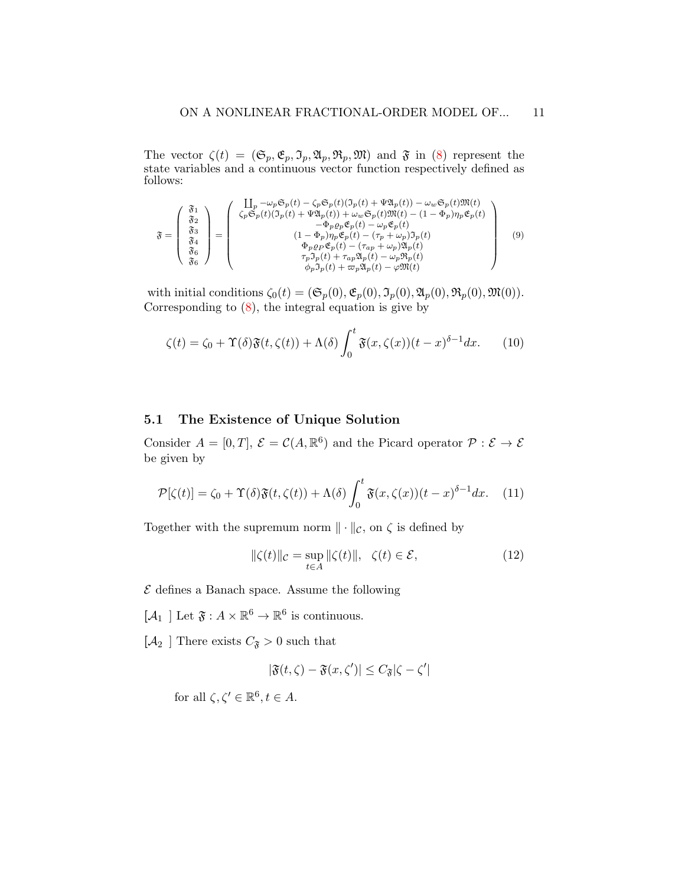The vector $\zeta(t) = (\mathfrak{S}_p, \mathfrak{E}_p, \mathfrak{I}_p, \mathfrak{A}_p, \mathfrak{R}_p, \mathfrak{M})$ and $\mathfrak{F}$ in (8) represent the state variables and a continuous vector function respectively defined as follows:

$$
\mathfrak{F} = \begin{pmatrix} \mathfrak{F}_1 \\ \mathfrak{F}_2 \\ \mathfrak{F}_3 \\ \mathfrak{F}_4 \\ \mathfrak{F}_6 \\ \mathfrak{F}_6 \end{pmatrix} = \begin{pmatrix} \coprod_p - \omega_p \mathfrak{S}_p(t) - \zeta_p \mathfrak{S}_p(t)(\mathfrak{I}_p(t) + \Psi \mathfrak{A}_p(t)) - \omega_w \mathfrak{S}_p(t)\mathfrak{M}(t) \\ \zeta_p \mathfrak{S}_p(t)(\mathfrak{I}_p(t) + \Psi \mathfrak{A}_p(t)) + \omega_w \mathfrak{S}_p(t)\mathfrak{M}(t) - (1-\Phi_p)\eta_p \mathfrak{E}_p(t) \\ -\Phi_p \varrho_p \mathfrak{E}_p(t) - \omega_p \mathfrak{E}_p(t) \\ (1-\Phi_p)\eta_p \mathfrak{E}_p(t) - (\tau_p + \omega_p)\mathfrak{I}_p(t) \\ \Phi_p \varrho_P \mathfrak{E}_p(t) - (\tau_{ap} + \omega_p)\mathfrak{A}_p(t) \\ \tau_p \mathfrak{I}_p(t) + \tau_{ap}\mathfrak{A}_p(t) - \omega_p \mathfrak{R}_p(t) \\ \phi_p \mathfrak{I}_p(t) + \varpi_p \mathfrak{A}_p(t) - \varphi \mathfrak{M}(t) \end{pmatrix} \tag{9}
$$

with initial conditions $\zeta_0(t) = (\mathfrak{S}_p(0), \mathfrak{E}_p(0), \mathfrak{I}_p(0), \mathfrak{A}_p(0), \mathfrak{R}_p(0), \mathfrak{M}(0))$. Corresponding to (8), the integral equation is give by

$$
\zeta(t) = \zeta_0 + \Upsilon(\delta)\mathfrak{F}(t, \zeta(t)) + \Lambda(\delta)\int_0^t \mathfrak{F}(x, \zeta(x))(t-x)^{\delta-1}dx. \tag{10}
$$

### 5.1 The Existence of Unique Solution

Consider $A = [0, T]$, $\mathcal{E} = \mathcal{C}(A, \mathbb{R}^6)$ and the Picard operator $\mathcal{P} : \mathcal{E} \to \mathcal{E}$ be given by

$$
\mathcal{P}[\zeta(t)] = \zeta_0 + \Upsilon(\delta)\mathfrak{F}(t, \zeta(t)) + \Lambda(\delta)\int_0^t \mathfrak{F}(x, \zeta(x))(t-x)^{\delta-1}dx. \tag{11}
$$

Together with the supremum norm $\|\cdot\|_{\mathcal{C}}$, on $\zeta$ is defined by

$$
\|\zeta(t)\|_{\mathcal{C}} = \sup_{t\in A}\|\zeta(t)\|, \quad \zeta(t) \in \mathcal{E}, \tag{12}
$$

$\mathcal{E}$ defines a Banach space. Assume the following

[$\mathcal{A}_1$ ] Let $\mathfrak{F} : A \times \mathbb{R}^6 \to \mathbb{R}^6$ is continuous.

[$\mathcal{A}_2$ ] There exists $C_{\mathfrak{F}} > 0$ such that

$$
|\mathfrak{F}(t, \zeta) - \mathfrak{F}(x, \zeta')| \le C_{\mathfrak{F}}|\zeta - \zeta'|
$$

for all $\zeta, \zeta' \in \mathbb{R}^6, t \in A$.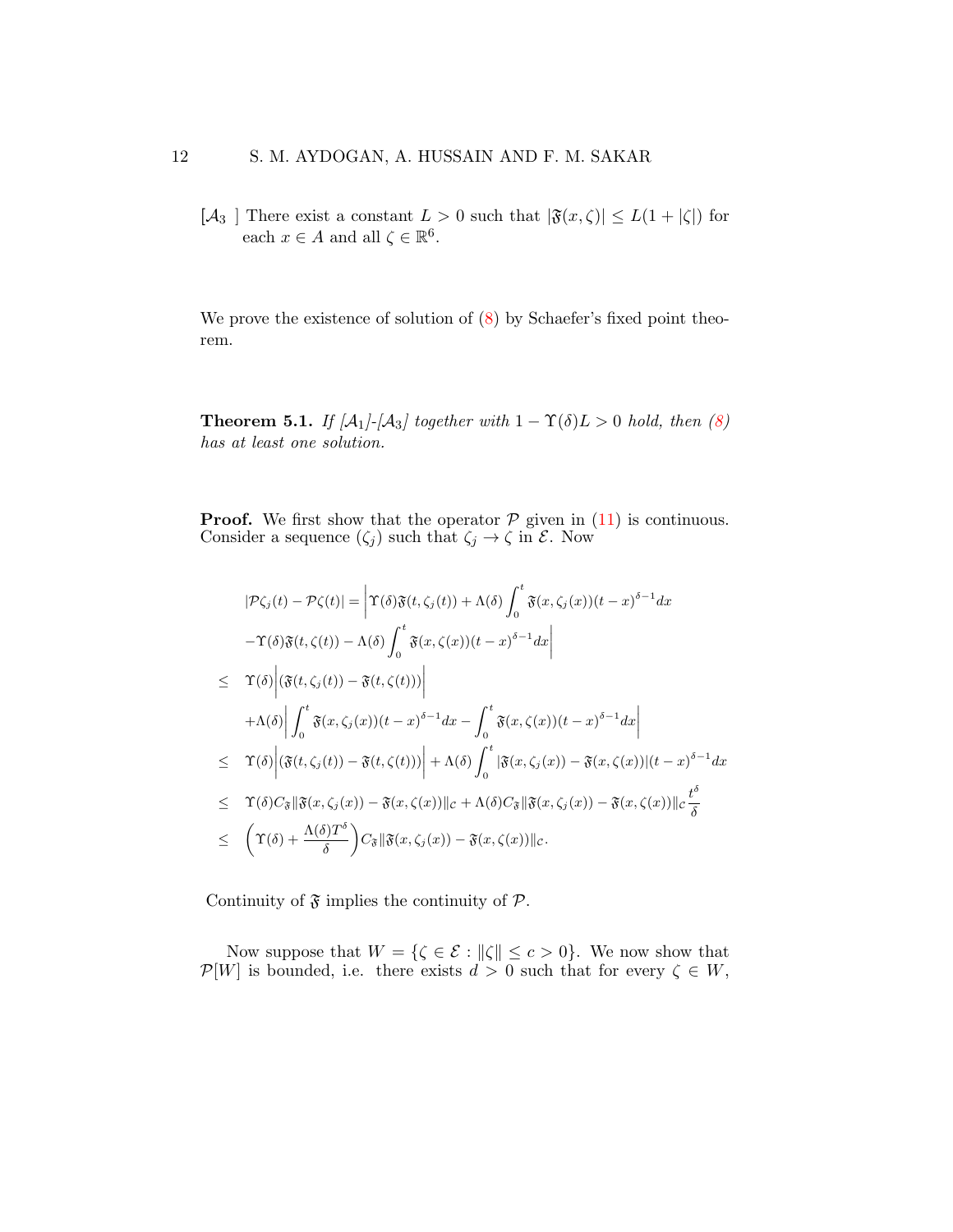[$\mathcal{A}_3$ ] There exist a constant $L > 0$ such that $|\mathfrak{F}(x, \zeta)| \leq L(1 + |\zeta|)$ for each $x \in A$ and all $\zeta \in \mathbb{R}^6$.

We prove the existence of solution of (8) by Schaefer's fixed point theorem.

**Theorem 5.1.** *If [$\mathcal{A}_1$]-[$\mathcal{A}_3$] together with $1 - \Upsilon(\delta)L > 0$ hold, then (8) has at least one solution.*

**Proof.** We first show that the operator $\mathcal{P}$ given in (11) is continuous. Consider a sequence $(\zeta_j)$ such that $\zeta_j \to \zeta$ in $\mathcal{E}$. Now

$$
\begin{aligned}
|\mathcal{P}\zeta_j(t) - \mathcal{P}\zeta(t)| &= \bigg| \Upsilon(\delta)\mathfrak{F}(t, \zeta_j(t)) + \Lambda(\delta) \int_0^t \mathfrak{F}(x, \zeta_j(x))(t-x)^{\delta-1} dx \\
&\quad - \Upsilon(\delta)\mathfrak{F}(t, \zeta(t)) - \Lambda(\delta) \int_0^t \mathfrak{F}(x, \zeta(x))(t-x)^{\delta-1} dx \bigg| \\
\leq \;& \Upsilon(\delta) \Big| (\mathfrak{F}(t, \zeta_j(t)) - \mathfrak{F}(t, \zeta(t))) \Big| \\
&+ \Lambda(\delta) \bigg| \int_0^t \mathfrak{F}(x, \zeta_j(x))(t-x)^{\delta-1} dx - \int_0^t \mathfrak{F}(x, \zeta(x))(t-x)^{\delta-1} dx \bigg| \\
\leq \;& \Upsilon(\delta) \Big| (\mathfrak{F}(t, \zeta_j(t)) - \mathfrak{F}(t, \zeta(t))) \Big| + \Lambda(\delta) \int_0^t |\mathfrak{F}(x, \zeta_j(x)) - \mathfrak{F}(x, \zeta(x))|(t-x)^{\delta-1} dx \\
\leq \;& \Upsilon(\delta) C_{\mathfrak{F}} \|\mathfrak{F}(x, \zeta_j(x)) - \mathfrak{F}(x, \zeta(x))\|_{\mathcal{C}} + \Lambda(\delta) C_{\mathfrak{F}} \|\mathfrak{F}(x, \zeta_j(x)) - \mathfrak{F}(x, \zeta(x))\|_{\mathcal{C}} \frac{t^\delta}{\delta} \\
\leq \;& \left( \Upsilon(\delta) + \frac{\Lambda(\delta) T^\delta}{\delta} \right) C_{\mathfrak{F}} \|\mathfrak{F}(x, \zeta_j(x)) - \mathfrak{F}(x, \zeta(x))\|_{\mathcal{C}}.
\end{aligned}
$$

Continuity of $\mathfrak{F}$ implies the continuity of $\mathcal{P}$.

Now suppose that $W = \{\zeta \in \mathcal{E} : \|\zeta\| \leq c > 0\}$. We now show that $\mathcal{P}[W]$ is bounded, i.e. there exists $d > 0$ such that for every $\zeta \in W$,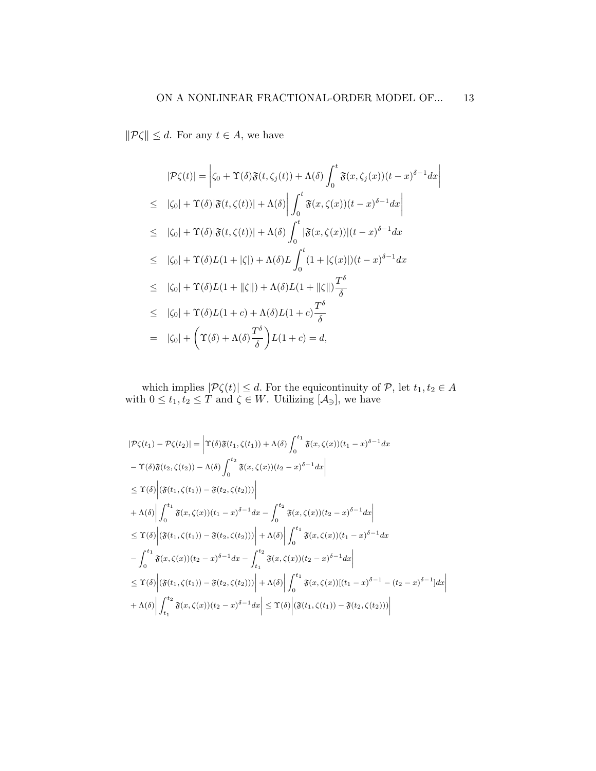$\|\mathcal{P}\zeta\| \leq d$. For any $t \in A$, we have

$$
\begin{aligned}
|\mathcal{P}\zeta(t)| &= \left|\zeta_0 + \Upsilon(\delta)\mathfrak{F}(t, \zeta_j(t)) + \Lambda(\delta)\int_0^t \mathfrak{F}(x, \zeta_j(x))(t-x)^{\delta-1}dx\right| \\
&\leq \ |\zeta_0| + \Upsilon(\delta)|\mathfrak{F}(t, \zeta(t))| + \Lambda(\delta)\left|\int_0^t \mathfrak{F}(x, \zeta(x))(t-x)^{\delta-1}dx\right| \\
&\leq \ |\zeta_0| + \Upsilon(\delta)|\mathfrak{F}(t, \zeta(t))| + \Lambda(\delta)\int_0^t |\mathfrak{F}(x, \zeta(x))|(t-x)^{\delta-1}dx \\
&\leq \ |\zeta_0| + \Upsilon(\delta)L(1 + |\zeta|) + \Lambda(\delta)L\int_0^t (1 + |\zeta(x)|)(t-x)^{\delta-1}dx \\
&\leq \ |\zeta_0| + \Upsilon(\delta)L(1 + \|\zeta\|) + \Lambda(\delta)L(1 + \|\zeta\|)\frac{T^\delta}{\delta} \\
&\leq \ |\zeta_0| + \Upsilon(\delta)L(1 + c) + \Lambda(\delta)L(1 + c)\frac{T^\delta}{\delta} \\
&= \ |\zeta_0| + \left(\Upsilon(\delta) + \Lambda(\delta)\frac{T^\delta}{\delta}\right)L(1 + c) = d,
\end{aligned}
$$

which implies $|\mathcal{P}\zeta(t)| \leq d$. For the equicontinuity of $\mathcal{P}$, let $t_1, t_2 \in A$ with $0 \leq t_1, t_2 \leq T$ and $\zeta \in W$. Utilizing $[\mathcal{A}_\ni]$, we have

$$
\begin{aligned}
&|\mathcal{P}\zeta(t_1) - \mathcal{P}\zeta(t_2)| = \bigg|\Upsilon(\delta)\mathfrak{F}(t_1, \zeta(t_1)) + \Lambda(\delta)\int_0^{t_1} \mathfrak{F}(x, \zeta(x))(t_1-x)^{\delta-1}dx \\
&- \Upsilon(\delta)\mathfrak{F}(t_2, \zeta(t_2)) - \Lambda(\delta)\int_0^{t_2} \mathfrak{F}(x, \zeta(x))(t_2-x)^{\delta-1}dx\bigg| \\
&\leq \Upsilon(\delta)\Big|(\mathfrak{F}(t_1, \zeta(t_1)) - \mathfrak{F}(t_2, \zeta(t_2)))\Big| \\
&+ \Lambda(\delta)\left|\int_0^{t_1} \mathfrak{F}(x, \zeta(x))(t_1-x)^{\delta-1}dx - \int_0^{t_2} \mathfrak{F}(x, \zeta(x))(t_2-x)^{\delta-1}dx\right| \\
&\leq \Upsilon(\delta)\Big|(\mathfrak{F}(t_1, \zeta(t_1)) - \mathfrak{F}(t_2, \zeta(t_2)))\Big| + \Lambda(\delta)\bigg|\int_0^{t_1} \mathfrak{F}(x, \zeta(x))(t_1-x)^{\delta-1}dx \\
&- \int_0^{t_1} \mathfrak{F}(x, \zeta(x))(t_2-x)^{\delta-1}dx - \int_{t_1}^{t_2} \mathfrak{F}(x, \zeta(x))(t_2-x)^{\delta-1}dx\bigg| \\
&\leq \Upsilon(\delta)\Big|(\mathfrak{F}(t_1, \zeta(t_1)) - \mathfrak{F}(t_2, \zeta(t_2)))\Big| + \Lambda(\delta)\left|\int_0^{t_1} \mathfrak{F}(x, \zeta(x))[(t_1-x)^{\delta-1} - (t_2-x)^{\delta-1}]dx\right| \\
&+ \Lambda(\delta)\left|\int_{t_1}^{t_2} \mathfrak{F}(x, \zeta(x))(t_2-x)^{\delta-1}dx\right| \leq \Upsilon(\delta)\Big|(\mathfrak{F}(t_1, \zeta(t_1)) - \mathfrak{F}(t_2, \zeta(t_2)))\Big|
\end{aligned}
$$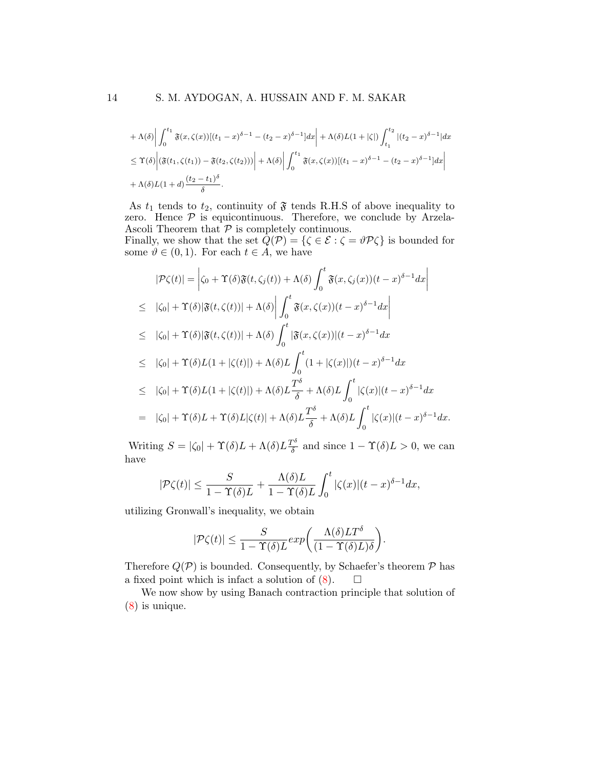$$
\begin{aligned}
&+\Lambda(\delta)\bigg|\int_0^{t_1}\mathfrak{F}(x,\zeta(x))[(t_1-x)^{\delta-1}-(t_2-x)^{\delta-1}]dx\bigg|+\Lambda(\delta)L(1+|\zeta|)\int_{t_1}^{t_2}|(t_2-x)^{\delta-1}|dx\\
&\leq \Upsilon(\delta)\bigg|(\mathfrak{F}(t_1,\zeta(t_1))-\mathfrak{F}(t_2,\zeta(t_2)))\bigg|+\Lambda(\delta)\bigg|\int_0^{t_1}\mathfrak{F}(x,\zeta(x))[(t_1-x)^{\delta-1}-(t_2-x)^{\delta-1}]dx\bigg|\\
&+\Lambda(\delta)L(1+d)\frac{(t_2-t_1)^{\delta}}{\delta}.
\end{aligned}
$$

As $t_1$ tends to $t_2$, continuity of $\mathfrak{F}$ tends R.H.S of above inequality to zero. Hence $\mathcal{P}$ is equicontinuous. Therefore, we conclude by Arzela-Ascoli Theorem that $\mathcal{P}$ is completely continuous.
Finally, we show that the set $Q(\mathcal{P})=\{\zeta\in\mathcal{E}:\zeta=\vartheta\mathcal{P}\zeta\}$ is bounded for some $\vartheta\in(0,1)$. For each $t\in A$, we have

$$
\begin{aligned}
|\mathcal{P}\zeta(t)| &= \bigg|\zeta_0+\Upsilon(\delta)\mathfrak{F}(t,\zeta_j(t))+\Lambda(\delta)\int_0^t\mathfrak{F}(x,\zeta_j(x))(t-x)^{\delta-1}dx\bigg|\\
&\leq |\zeta_0|+\Upsilon(\delta)|\mathfrak{F}(t,\zeta(t))|+\Lambda(\delta)\bigg|\int_0^t\mathfrak{F}(x,\zeta(x))(t-x)^{\delta-1}dx\bigg|\\
&\leq |\zeta_0|+\Upsilon(\delta)|\mathfrak{F}(t,\zeta(t))|+\Lambda(\delta)\int_0^t|\mathfrak{F}(x,\zeta(x))|(t-x)^{\delta-1}dx\\
&\leq |\zeta_0|+\Upsilon(\delta)L(1+|\zeta(t)|)+\Lambda(\delta)L\int_0^t(1+|\zeta(x)|)(t-x)^{\delta-1}dx\\
&\leq |\zeta_0|+\Upsilon(\delta)L(1+|\zeta(t)|)+\Lambda(\delta)L\frac{T^{\delta}}{\delta}+\Lambda(\delta)L\int_0^t|\zeta(x)|(t-x)^{\delta-1}dx\\
&= |\zeta_0|+\Upsilon(\delta)L+\Upsilon(\delta)L|\zeta(t)|+\Lambda(\delta)L\frac{T^{\delta}}{\delta}+\Lambda(\delta)L\int_0^t|\zeta(x)|(t-x)^{\delta-1}dx.
\end{aligned}
$$

Writing $S=|\zeta_0|+\Upsilon(\delta)L+\Lambda(\delta)L\frac{T^{\delta}}{\delta}$ and since $1-\Upsilon(\delta)L>0$, we can have

$$
|\mathcal{P}\zeta(t)|\leq\frac{S}{1-\Upsilon(\delta)L}+\frac{\Lambda(\delta)L}{1-\Upsilon(\delta)L}\int_0^t|\zeta(x)|(t-x)^{\delta-1}dx,
$$

utilizing Gronwall's inequality, we obtain

$$
|\mathcal{P}\zeta(t)|\leq\frac{S}{1-\Upsilon(\delta)L}exp\bigg(\frac{\Lambda(\delta)LT^{\delta}}{(1-\Upsilon(\delta)L)\delta}\bigg).
$$

Therefore $Q(\mathcal{P})$ is bounded. Consequently, by Schaefer's theorem $\mathcal{P}$ has a fixed point which is infact a solution of (8). $\square$

We now show by using Banach contraction principle that solution of (8) is unique.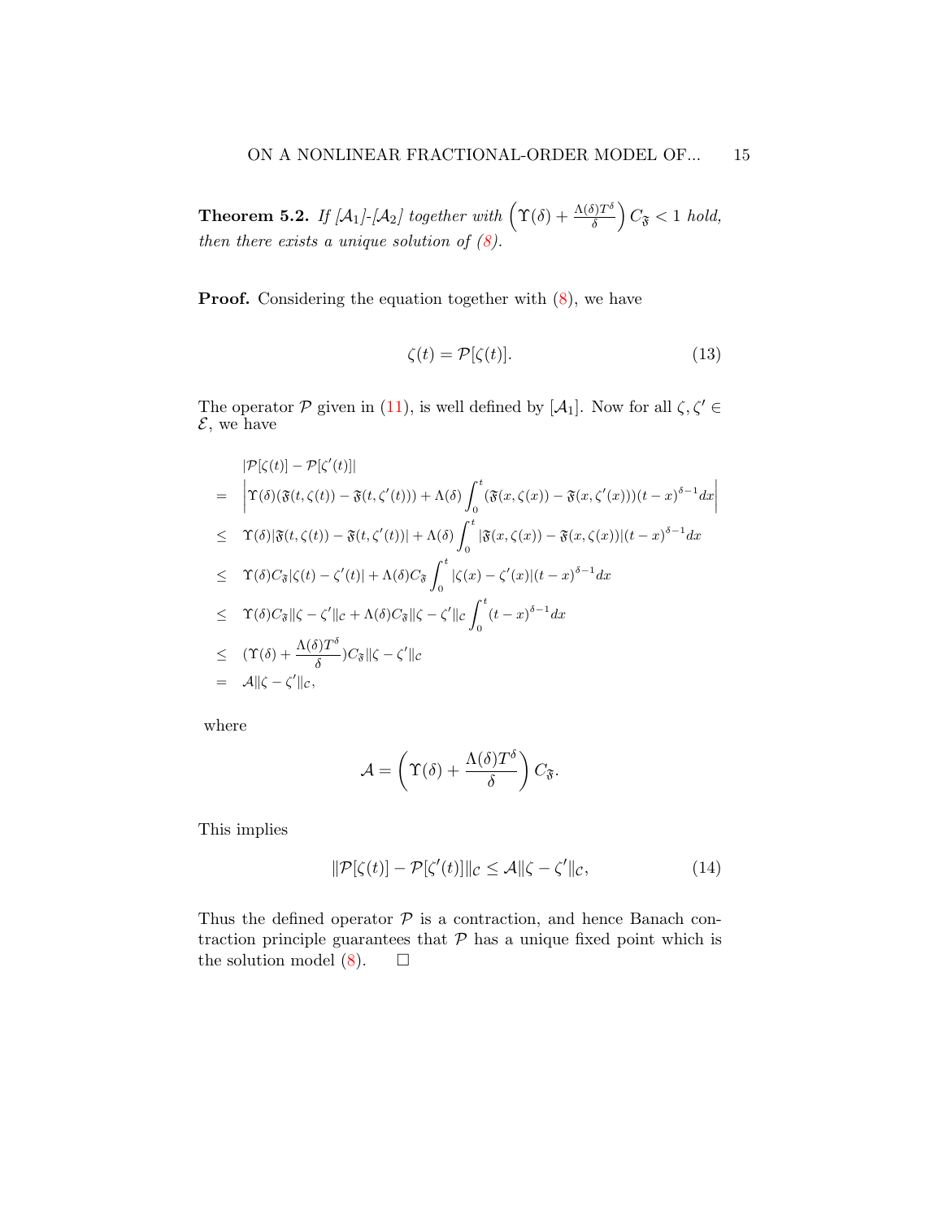**Theorem 5.2.** *If [$\mathcal{A}_1$]-[$\mathcal{A}_2$] together with $\left(\Upsilon(\delta) + \frac{\Lambda(\delta)T^{\delta}}{\delta}\right) C_{\mathfrak{F}} < 1$ hold, then there exists a unique solution of (8).*

**Proof.** Considering the equation together with (8), we have

$$\zeta(t) = \mathcal{P}[\zeta(t)]. \tag{13}$$

The operator $\mathcal{P}$ given in (11), is well defined by [$\mathcal{A}_1$]. Now for all $\zeta, \zeta' \in \mathcal{E}$, we have

$$
\begin{aligned}
& |\mathcal{P}[\zeta(t)] - \mathcal{P}[\zeta'(t)]| \\
= \;& \left| \Upsilon(\delta)(\mathfrak{F}(t,\zeta(t)) - \mathfrak{F}(t,\zeta'(t))) + \Lambda(\delta)\int_0^t (\mathfrak{F}(x,\zeta(x)) - \mathfrak{F}(x,\zeta'(x)))(t-x)^{\delta-1}dx \right| \\
\leq \;& \Upsilon(\delta)|\mathfrak{F}(t,\zeta(t)) - \mathfrak{F}(t,\zeta'(t))| + \Lambda(\delta)\int_0^t |\mathfrak{F}(x,\zeta(x)) - \mathfrak{F}(x,\zeta(x))|(t-x)^{\delta-1}dx \\
\leq \;& \Upsilon(\delta)C_{\mathfrak{F}}|\zeta(t) - \zeta'(t)| + \Lambda(\delta)C_{\mathfrak{F}}\int_0^t |\zeta(x) - \zeta'(x)|(t-x)^{\delta-1}dx \\
\leq \;& \Upsilon(\delta)C_{\mathfrak{F}}\|\zeta - \zeta'\|_{\mathcal{C}} + \Lambda(\delta)C_{\mathfrak{F}}\|\zeta - \zeta'\|_{\mathcal{C}}\int_0^t (t-x)^{\delta-1}dx \\
\leq \;& (\Upsilon(\delta) + \frac{\Lambda(\delta)T^{\delta}}{\delta})C_{\mathfrak{F}}\|\zeta - \zeta'\|_{\mathcal{C}} \\
= \;& \mathcal{A}\|\zeta - \zeta'\|_{\mathcal{C}},
\end{aligned}
$$

where

$$\mathcal{A} = \left(\Upsilon(\delta) + \frac{\Lambda(\delta)T^{\delta}}{\delta}\right) C_{\mathfrak{F}}.$$

This implies

$$\|\mathcal{P}[\zeta(t)] - \mathcal{P}[\zeta'(t)]\|_{\mathcal{C}} \leq \mathcal{A}\|\zeta - \zeta'\|_{\mathcal{C}}, \tag{14}$$

Thus the defined operator $\mathcal{P}$ is a contraction, and hence Banach contraction principle guarantees that $\mathcal{P}$ has a unique fixed point which is the solution model (8). $\square$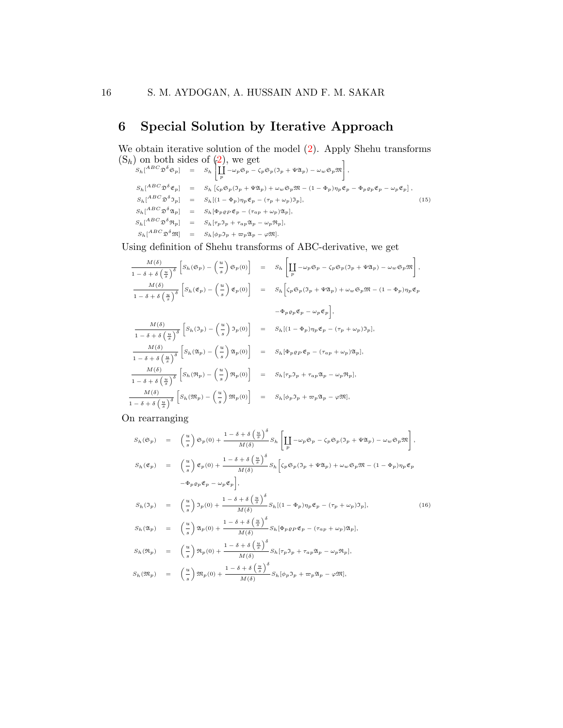## 6 Special Solution by Iterative Approach

We obtain iterative solution of the model (2). Apply Shehu transforms ($S_h$) on both sides of (2), we get

$$
\begin{aligned}
S_h[{}^{ABC}\mathfrak{D}^{\delta}\mathfrak{S}_p] &= S_h\left[\coprod_p -\omega_p\mathfrak{S}_p - \zeta_p\mathfrak{S}_p(\mathfrak{I}_p + \Psi\mathfrak{A}_p) - \omega_w\mathfrak{S}_p\mathfrak{M}\right],\\
S_h[{}^{ABC}\mathfrak{D}^{\delta}\mathfrak{E}_p] &= S_h\left[\zeta_p\mathfrak{S}_p(\mathfrak{I}_p + \Psi\mathfrak{A}_p) + \omega_w\mathfrak{S}_p\mathfrak{M} - (1-\Phi_p)\eta_p\mathfrak{E}_p - \Phi_p\varrho_p\mathfrak{E}_p - \omega_p\mathfrak{E}_p\right],\\
S_h[{}^{ABC}\mathfrak{D}^{\delta}\mathfrak{I}_p] &= S_h[(1-\Phi_p)\eta_p\mathfrak{E}_p - (\tau_p + \omega_p)\mathfrak{I}_p],\\
S_h[{}^{ABC}\mathfrak{D}^{\delta}\mathfrak{A}_p] &= S_h[\Phi_p\varrho_P\mathfrak{E}_p - (\tau_{ap} + \omega_p)\mathfrak{A}_p],\\
S_h[{}^{ABC}\mathfrak{D}^{\delta}\mathfrak{R}_p] &= S_h[\tau_p\mathfrak{I}_p + \tau_{ap}\mathfrak{A}_p - \omega_p\mathfrak{R}_p],\\
S_h[{}^{ABC}\mathfrak{D}^{\delta}\mathfrak{M}] &= S_h[\phi_p\mathfrak{I}_p + \varpi_p\mathfrak{A}_p - \varphi\mathfrak{M}].
\end{aligned}
\tag{15}
$$

Using definition of Shehu transforms of ABC-derivative, we get

$$
\begin{aligned}
\frac{M(\delta)}{1-\delta+\delta\left(\frac{u}{s}\right)^{\delta}}\left[S_h(\mathfrak{S}_p) - \left(\frac{u}{s}\right)\mathfrak{S}_p(0)\right] &= S_h\left[\coprod_p -\omega_p\mathfrak{S}_p - \zeta_p\mathfrak{S}_p(\mathfrak{I}_p + \Psi\mathfrak{A}_p) - \omega_w\mathfrak{S}_p\mathfrak{M}\right],\\
\frac{M(\delta)}{1-\delta+\delta\left(\frac{u}{s}\right)^{\delta}}\left[S_h(\mathfrak{E}_p) - \left(\frac{u}{s}\right)\mathfrak{E}_p(0)\right] &= S_h\Big[\zeta_p\mathfrak{S}_p(\mathfrak{I}_p + \Psi\mathfrak{A}_p) + \omega_w\mathfrak{S}_p\mathfrak{M} - (1-\Phi_p)\eta_p\mathfrak{E}_p\\
&\qquad - \Phi_p\varrho_p\mathfrak{E}_p - \omega_p\mathfrak{E}_p\Big],\\
\frac{M(\delta)}{1-\delta+\delta\left(\frac{u}{s}\right)^{\delta}}\left[S_h(\mathfrak{I}_p) - \left(\frac{u}{s}\right)\mathfrak{I}_p(0)\right] &= S_h[(1-\Phi_p)\eta_p\mathfrak{E}_p - (\tau_p + \omega_p)\mathfrak{I}_p],\\
\frac{M(\delta)}{1-\delta+\delta\left(\frac{u}{s}\right)^{\delta}}\left[S_h(\mathfrak{A}_p) - \left(\frac{u}{s}\right)\mathfrak{A}_p(0)\right] &= S_h[\Phi_p\varrho_P\mathfrak{E}_p - (\tau_{ap} + \omega_p)\mathfrak{A}_p],\\
\frac{M(\delta)}{1-\delta+\delta\left(\frac{u}{s}\right)^{\delta}}\left[S_h(\mathfrak{R}_p) - \left(\frac{u}{s}\right)\mathfrak{R}_p(0)\right] &= S_h[\tau_p\mathfrak{I}_p + \tau_{ap}\mathfrak{A}_p - \omega_p\mathfrak{R}_p],\\
\frac{M(\delta)}{1-\delta+\delta\left(\frac{u}{s}\right)^{\delta}}\left[S_h(\mathfrak{M}_p) - \left(\frac{u}{s}\right)\mathfrak{M}_p(0)\right] &= S_h[\phi_p\mathfrak{I}_p + \varpi_p\mathfrak{A}_p - \varphi\mathfrak{M}],
\end{aligned}
$$

On rearranging

$$
\begin{aligned}
S_h(\mathfrak{S}_p) &= \left(\frac{u}{s}\right)\mathfrak{S}_p(0) + \frac{1-\delta+\delta\left(\frac{u}{s}\right)^{\delta}}{M(\delta)}S_h\left[\coprod_p -\omega_p\mathfrak{S}_p - \zeta_p\mathfrak{S}_p(\mathfrak{I}_p + \Psi\mathfrak{A}_p) - \omega_w\mathfrak{S}_p\mathfrak{M}\right],\\
S_h(\mathfrak{E}_p) &= \left(\frac{u}{s}\right)\mathfrak{E}_p(0) + \frac{1-\delta+\delta\left(\frac{u}{s}\right)^{\delta}}{M(\delta)}S_h\Big[\zeta_p\mathfrak{S}_p(\mathfrak{I}_p + \Psi\mathfrak{A}_p) + \omega_w\mathfrak{S}_p\mathfrak{M} - (1-\Phi_p)\eta_p\mathfrak{E}_p\\
&\qquad - \Phi_p\varrho_p\mathfrak{E}_p - \omega_p\mathfrak{E}_p\Big],\\
S_h(\mathfrak{I}_p) &= \left(\frac{u}{s}\right)\mathfrak{I}_p(0) + \frac{1-\delta+\delta\left(\frac{u}{s}\right)^{\delta}}{M(\delta)}S_h[(1-\Phi_p)\eta_p\mathfrak{E}_p - (\tau_p + \omega_p)\mathfrak{I}_p],\\
S_h(\mathfrak{A}_p) &= \left(\frac{u}{s}\right)\mathfrak{A}_p(0) + \frac{1-\delta+\delta\left(\frac{u}{s}\right)^{\delta}}{M(\delta)}S_h[\Phi_p\varrho_P\mathfrak{E}_p - (\tau_{ap} + \omega_p)\mathfrak{A}_p],\\
S_h(\mathfrak{R}_p) &= \left(\frac{u}{s}\right)\mathfrak{R}_p(0) + \frac{1-\delta+\delta\left(\frac{u}{s}\right)^{\delta}}{M(\delta)}S_h[\tau_p\mathfrak{I}_p + \tau_{ap}\mathfrak{A}_p - \omega_p\mathfrak{R}_p],\\
S_h(\mathfrak{M}_p) &= \left(\frac{u}{s}\right)\mathfrak{M}_p(0) + \frac{1-\delta+\delta\left(\frac{u}{s}\right)^{\delta}}{M(\delta)}S_h[\phi_p\mathfrak{I}_p + \varpi_p\mathfrak{A}_p - \varphi\mathfrak{M}],
\end{aligned}
\tag{16}
$$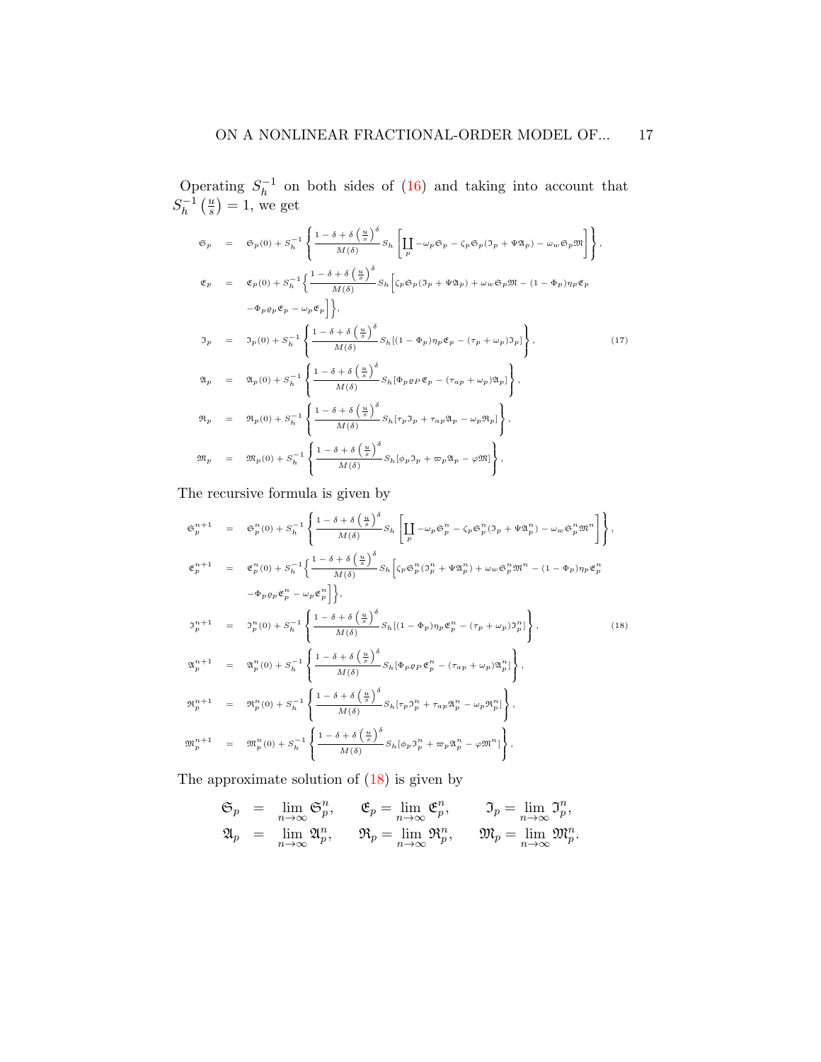Operating $S_h^{-1}$ on both sides of (16) and taking into account that $S_h^{-1}\left(\frac{u}{s}\right) = 1$, we get

$$
\begin{aligned}
\mathfrak{S}_p &= \mathfrak{S}_p(0) + S_h^{-1}\left\{\frac{1-\delta+\delta\left(\frac{u}{s}\right)^{\delta}}{M(\delta)} S_h\left[\coprod_p -\omega_p \mathfrak{S}_p - \zeta_p \mathfrak{S}_p(\mathfrak{I}_p + \Psi \mathfrak{A}_p) - \omega_w \mathfrak{S}_p \mathfrak{M}\right]\right\}, \\
\mathfrak{E}_p &= \mathfrak{E}_p(0) + S_h^{-1}\Big\{\frac{1-\delta+\delta\left(\frac{u}{s}\right)^{\delta}}{M(\delta)} S_h\Big[\zeta_p \mathfrak{S}_p(\mathfrak{I}_p + \Psi \mathfrak{A}_p) + \omega_w \mathfrak{S}_p \mathfrak{M} - (1-\Phi_p)\eta_p \mathfrak{E}_p \\
&\quad - \Phi_p \varrho_p \mathfrak{E}_p - \omega_p \mathfrak{E}_p\Big]\Big\}, \\
\mathfrak{I}_p &= \mathfrak{I}_p(0) + S_h^{-1}\left\{\frac{1-\delta+\delta\left(\frac{u}{s}\right)^{\delta}}{M(\delta)} S_h[(1-\Phi_p)\eta_p \mathfrak{E}_p - (\tau_p + \omega_p)\mathfrak{I}_p]\right\}, \qquad (17) \\
\mathfrak{A}_p &= \mathfrak{A}_p(0) + S_h^{-1}\left\{\frac{1-\delta+\delta\left(\frac{u}{s}\right)^{\delta}}{M(\delta)} S_h[\Phi_p \varrho_P \mathfrak{E}_p - (\tau_{ap} + \omega_p)\mathfrak{A}_p]\right\}, \\
\mathfrak{R}_p &= \mathfrak{R}_p(0) + S_h^{-1}\left\{\frac{1-\delta+\delta\left(\frac{u}{s}\right)^{\delta}}{M(\delta)} S_h[\tau_p \mathfrak{I}_p + \tau_{ap}\mathfrak{A}_p - \omega_p \mathfrak{R}_p]\right\}, \\
\mathfrak{M}_p &= \mathfrak{M}_p(0) + S_h^{-1}\left\{\frac{1-\delta+\delta\left(\frac{u}{s}\right)^{\delta}}{M(\delta)} S_h[\phi_p \mathfrak{I}_p + \varpi_p \mathfrak{A}_p - \varphi \mathfrak{M}]\right\},
\end{aligned}
$$

The recursive formula is given by

$$
\begin{aligned}
\mathfrak{S}_p^{n+1} &= \mathfrak{S}_p^n(0) + S_h^{-1}\left\{\frac{1-\delta+\delta\left(\frac{u}{s}\right)^{\delta}}{M(\delta)} S_h\left[\coprod_p -\omega_p \mathfrak{S}_p^n - \zeta_p \mathfrak{S}_p^n(\mathfrak{I}_p + \Psi \mathfrak{A}_p^n) - \omega_w \mathfrak{S}_p^n \mathfrak{M}^n\right]\right\}, \\
\mathfrak{E}_p^{n+1} &= \mathfrak{E}_p^n(0) + S_h^{-1}\Big\{\frac{1-\delta+\delta\left(\frac{u}{s}\right)^{\delta}}{M(\delta)} S_h\Big[\zeta_p \mathfrak{S}_p^n(\mathfrak{I}_p^n + \Psi \mathfrak{A}_p^n) + \omega_w \mathfrak{S}_p^n \mathfrak{M}^n - (1-\Phi_p)\eta_p \mathfrak{E}_p^n \\
&\quad - \Phi_p \varrho_p \mathfrak{E}_p^n - \omega_p \mathfrak{E}_p^n\Big]\Big\}, \\
\mathfrak{I}_p^{n+1} &= \mathfrak{I}_p^n(0) + S_h^{-1}\left\{\frac{1-\delta+\delta\left(\frac{u}{s}\right)^{\delta}}{M(\delta)} S_h[(1-\Phi_p)\eta_p \mathfrak{E}_p^n - (\tau_p + \omega_p)\mathfrak{I}_p^n]\right\}, \qquad (18) \\
\mathfrak{A}_p^{n+1} &= \mathfrak{A}_p^n(0) + S_h^{-1}\left\{\frac{1-\delta+\delta\left(\frac{u}{s}\right)^{\delta}}{M(\delta)} S_h[\Phi_p \varrho_P \mathfrak{E}_p^n - (\tau_{ap} + \omega_p)\mathfrak{A}_p^n]\right\}, \\
\mathfrak{R}_p^{n+1} &= \mathfrak{R}_p^n(0) + S_h^{-1}\left\{\frac{1-\delta+\delta\left(\frac{u}{s}\right)^{\delta}}{M(\delta)} S_h[\tau_p \mathfrak{I}_p^n + \tau_{ap}\mathfrak{A}_p^n - \omega_p \mathfrak{R}_p^n]\right\}, \\
\mathfrak{M}_p^{n+1} &= \mathfrak{M}_p^n(0) + S_h^{-1}\left\{\frac{1-\delta+\delta\left(\frac{u}{s}\right)^{\delta}}{M(\delta)} S_h[\phi_p \mathfrak{I}_p^n + \varpi_p \mathfrak{A}_p^n - \varphi \mathfrak{M}^n]\right\},
\end{aligned}
$$

The approximate solution of (18) is given by

$$
\begin{aligned}
\mathfrak{S}_p &= \lim_{n\to\infty} \mathfrak{S}_p^n, \qquad \mathfrak{E}_p = \lim_{n\to\infty} \mathfrak{E}_p^n, \qquad \mathfrak{I}_p = \lim_{n\to\infty} \mathfrak{I}_p^n, \\
\mathfrak{A}_p &= \lim_{n\to\infty} \mathfrak{A}_p^n, \qquad \mathfrak{R}_p = \lim_{n\to\infty} \mathfrak{R}_p^n, \qquad \mathfrak{M}_p = \lim_{n\to\infty} \mathfrak{M}_p^n.
\end{aligned}
$$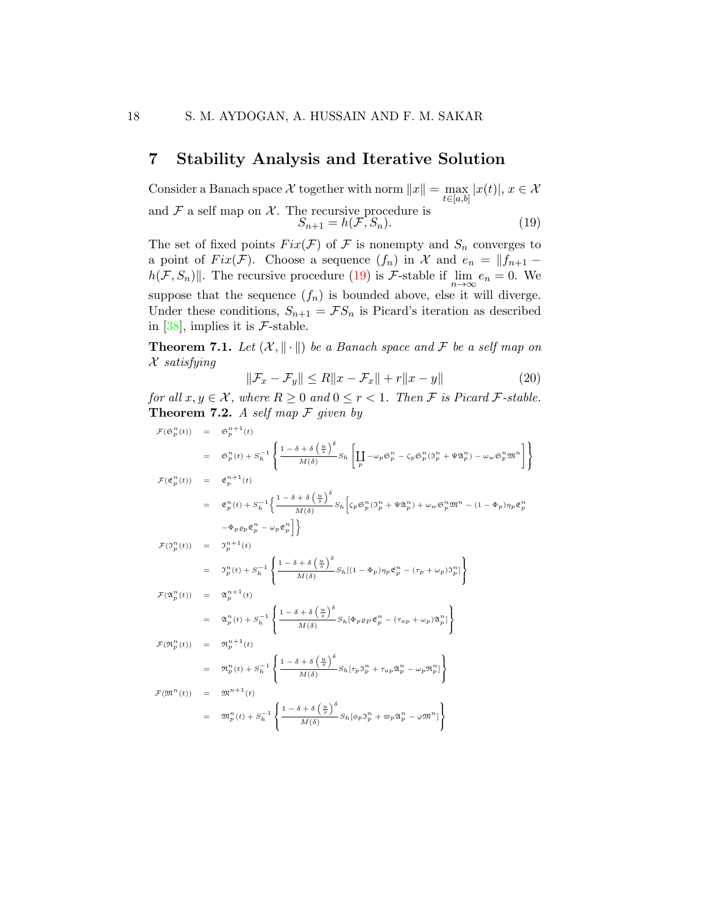## 7 Stability Analysis and Iterative Solution

Consider a Banach space $\mathcal{X}$ together with norm $\|x\| = \max_{t\in[a,b]} |x(t)|$, $x \in \mathcal{X}$ and $\mathcal{F}$ a self map on $\mathcal{X}$. The recursive procedure is

$$S_{n+1} = h(\mathcal{F}, S_n). \tag{19}$$

The set of fixed points $Fix(\mathcal{F})$ of $\mathcal{F}$ is nonempty and $S_n$ converges to a point of $Fix(\mathcal{F})$. Choose a sequence $(f_n)$ in $\mathcal{X}$ and $e_n = \|f_{n+1} - h(\mathcal{F}, S_n)\|$. The recursive procedure (19) is $\mathcal{F}$-stable if $\lim_{n\to\infty} e_n = 0$. We suppose that the sequence $(f_n)$ is bounded above, else it will diverge. Under these conditions, $S_{n+1} = \mathcal{F}S_n$ is Picard's iteration as described in [38], implies it is $\mathcal{F}$-stable.

**Theorem 7.1.** *Let $(\mathcal{X}, \|\cdot\|)$ be a Banach space and $\mathcal{F}$ be a self map on $\mathcal{X}$ satisfying*

$$\|\mathcal{F}_x - \mathcal{F}_y\| \leq R\|x - \mathcal{F}_x\| + r\|x - y\| \tag{20}$$

*for all $x, y \in \mathcal{X}$, where $R \geq 0$ and $0 \leq r < 1$. Then $\mathcal{F}$ is Picard $\mathcal{F}$-stable.*

**Theorem 7.2.** *A self map $\mathcal{F}$ given by*

$$
\begin{aligned}
\mathcal{F}(\mathfrak{S}_p^n(t)) &= \mathfrak{S}_p^{n+1}(t) \\
&= \mathfrak{S}_p^n(t) + S_h^{-1}\left\{\frac{1-\delta+\delta\left(\frac{u}{s}\right)^\delta}{M(\delta)} S_h\left[\coprod_p -\omega_p\mathfrak{S}_p^n - \zeta_p\mathfrak{S}_p^n(\mathfrak{I}_p^n + \Psi\mathfrak{A}_p^n) - \omega_w\mathfrak{S}_p^n\mathfrak{M}^n\right]\right\} \\
\mathcal{F}(\mathfrak{E}_p^n(t)) &= \mathfrak{E}_p^{n+1}(t) \\
&= \mathfrak{E}_p^n(t) + S_h^{-1}\Big\{\frac{1-\delta+\delta\left(\frac{u}{s}\right)^\delta}{M(\delta)} S_h\Big[\zeta_p\mathfrak{S}_p^n(\mathfrak{I}_p^n + \Psi\mathfrak{A}_p^n) + \omega_w\mathfrak{S}_p^n\mathfrak{M}^n - (1-\Phi_p)\eta_p\mathfrak{E}_p^n \\
&\quad - \Phi_p\varrho_p\mathfrak{E}_p^n - \omega_p\mathfrak{E}_p^n\Big]\Big\} \\
\mathcal{F}(\mathfrak{I}_p^n(t)) &= \mathfrak{I}_p^{n+1}(t) \\
&= \mathfrak{I}_p^n(t) + S_h^{-1}\left\{\frac{1-\delta+\delta\left(\frac{u}{s}\right)^\delta}{M(\delta)} S_h[(1-\Phi_p)\eta_p\mathfrak{E}_p^n - (\tau_p+\omega_p)\mathfrak{I}_p^n]\right\} \\
\mathcal{F}(\mathfrak{A}_p^n(t)) &= \mathfrak{A}_p^{n+1}(t) \\
&= \mathfrak{A}_p^n(t) + S_h^{-1}\left\{\frac{1-\delta+\delta\left(\frac{u}{s}\right)^\delta}{M(\delta)} S_h[\Phi_p\varrho_P\mathfrak{E}_p^n - (\tau_{ap}+\omega_p)\mathfrak{A}_p^n]\right\} \\
\mathcal{F}(\mathfrak{R}_p^n(t)) &= \mathfrak{R}_p^{n+1}(t) \\
&= \mathfrak{R}_p^n(t) + S_h^{-1}\left\{\frac{1-\delta+\delta\left(\frac{u}{s}\right)^\delta}{M(\delta)} S_h[\tau_p\mathfrak{I}_p^n + \tau_{ap}\mathfrak{A}_p^n - \omega_p\mathfrak{R}_p^n]\right\} \\
\mathcal{F}(\mathfrak{M}^n(t)) &= \mathfrak{M}^{n+1}(t) \\
&= \mathfrak{M}_p^n(t) + S_h^{-1}\left\{\frac{1-\delta+\delta\left(\frac{u}{s}\right)^\delta}{M(\delta)} S_h[\phi_p\mathfrak{I}_p^n + \varpi_p\mathfrak{A}_p^n - \varphi\mathfrak{M}^n]\right\}
\end{aligned}
$$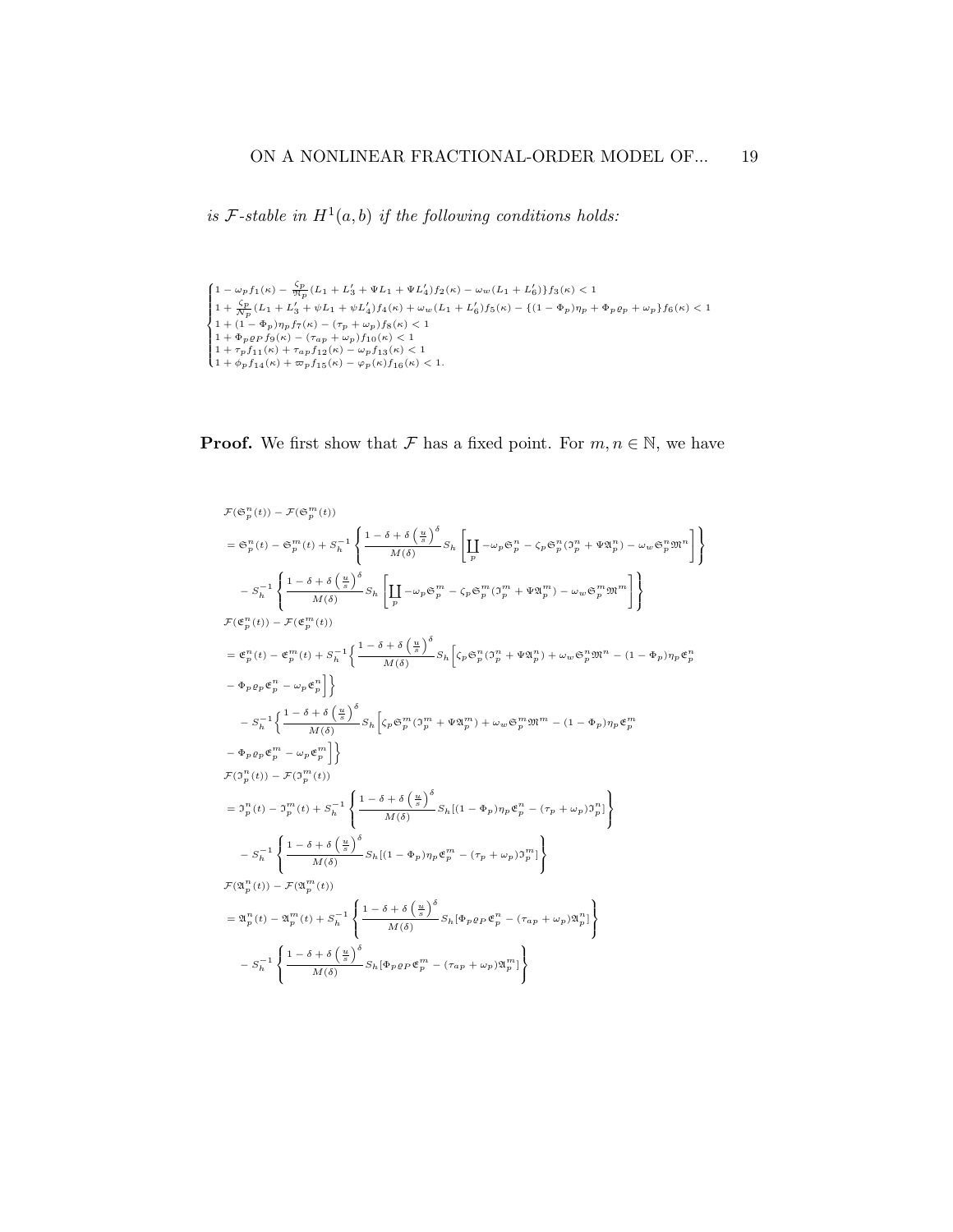*is $\mathcal{F}$-stable in $H^1(a,b)$ if the following conditions holds:*

$$
\begin{cases}
1-\omega_p f_1(\kappa) - \frac{\zeta_p}{\mathfrak{N}_p}(L_1+L_3'+\Psi L_1+\Psi L_4')f_2(\kappa) - \omega_w(L_1+L_6')\}f_3(\kappa) < 1 \\
1+\frac{\zeta_p}{N_p}(L_1+L_3'+\psi L_1+\psi L_4')f_4(\kappa) + \omega_w(L_1+L_6')f_5(\kappa) - \{(1-\Phi_p)\eta_p + \Phi_p\varrho_p + \omega_p\}f_6(\kappa) < 1 \\
1+(1-\Phi_p)\eta_p f_7(\kappa) - (\tau_p+\omega_p)f_8(\kappa) < 1 \\
1+\Phi_p\varrho_P f_9(\kappa) - (\tau_{ap}+\omega_p)f_{10}(\kappa) < 1 \\
1+\tau_p f_{11}(\kappa) + \tau_{ap} f_{12}(\kappa) - \omega_p f_{13}(\kappa) < 1 \\
1+\phi_p f_{14}(\kappa) + \varpi_p f_{15}(\kappa) - \varphi_p(\kappa) f_{16}(\kappa) < 1.
\end{cases}
$$

**Proof.** We first show that $\mathcal{F}$ has a fixed point. For $m, n \in \mathbb{N}$, we have

$$
\begin{aligned}
&\mathcal{F}(\mathfrak{S}_p^n(t)) - \mathcal{F}(\mathfrak{S}_p^m(t)) \\
&= \mathfrak{S}_p^n(t) - \mathfrak{S}_p^m(t) + S_h^{-1}\left\{\frac{1-\delta+\delta\left(\frac{u}{s}\right)^\delta}{M(\delta)} S_h\left[\coprod_p - \omega_p\mathfrak{S}_p^n - \zeta_p\mathfrak{S}_p^n(\mathfrak{I}_p^n + \Psi\mathfrak{A}_p^n) - \omega_w\mathfrak{S}_p^n\mathfrak{M}^n\right]\right\} \\
&\quad - S_h^{-1}\left\{\frac{1-\delta+\delta\left(\frac{u}{s}\right)^\delta}{M(\delta)} S_h\left[\coprod_p - \omega_p\mathfrak{S}_p^m - \zeta_p\mathfrak{S}_p^m(\mathfrak{I}_p^m + \Psi\mathfrak{A}_p^m) - \omega_w\mathfrak{S}_p^m\mathfrak{M}^m\right]\right\} \\
&\mathcal{F}(\mathfrak{E}_p^n(t)) - \mathcal{F}(\mathfrak{E}_p^m(t)) \\
&= \mathfrak{E}_p^n(t) - \mathfrak{E}_p^m(t) + S_h^{-1}\Big\{\frac{1-\delta+\delta\left(\frac{u}{s}\right)^\delta}{M(\delta)} S_h\Big[\zeta_p\mathfrak{S}_p^n(\mathfrak{I}_p^n + \Psi\mathfrak{A}_p^n) + \omega_w\mathfrak{S}_p^n\mathfrak{M}^n - (1-\Phi_p)\eta_p\mathfrak{E}_p^n \\
&\quad - \Phi_p\varrho_p\mathfrak{E}_p^n - \omega_p\mathfrak{E}_p^n\Big]\Big\} \\
&\quad - S_h^{-1}\Big\{\frac{1-\delta+\delta\left(\frac{u}{s}\right)^\delta}{M(\delta)} S_h\Big[\zeta_p\mathfrak{S}_p^m(\mathfrak{I}_p^m + \Psi\mathfrak{A}_p^m) + \omega_w\mathfrak{S}_p^m\mathfrak{M}^m - (1-\Phi_p)\eta_p\mathfrak{E}_p^m \\
&\quad - \Phi_p\varrho_p\mathfrak{E}_p^m - \omega_p\mathfrak{E}_p^m\Big]\Big\} \\
&\mathcal{F}(\mathfrak{I}_p^n(t)) - \mathcal{F}(\mathfrak{I}_p^m(t)) \\
&= \mathfrak{I}_p^n(t) - \mathfrak{I}_p^m(t) + S_h^{-1}\left\{\frac{1-\delta+\delta\left(\frac{u}{s}\right)^\delta}{M(\delta)} S_h[(1-\Phi_p)\eta_p\mathfrak{E}_p^n - (\tau_p+\omega_p)\mathfrak{I}_p^n]\right\} \\
&\quad - S_h^{-1}\left\{\frac{1-\delta+\delta\left(\frac{u}{s}\right)^\delta}{M(\delta)} S_h[(1-\Phi_p)\eta_p\mathfrak{E}_p^m - (\tau_p+\omega_p)\mathfrak{I}_p^m]\right\} \\
&\mathcal{F}(\mathfrak{A}_p^n(t)) - \mathcal{F}(\mathfrak{A}_p^m(t)) \\
&= \mathfrak{A}_p^n(t) - \mathfrak{A}_p^m(t) + S_h^{-1}\left\{\frac{1-\delta+\delta\left(\frac{u}{s}\right)^\delta}{M(\delta)} S_h[\Phi_p\varrho_P\mathfrak{E}_p^n - (\tau_{ap}+\omega_p)\mathfrak{A}_p^n]\right\} \\
&\quad - S_h^{-1}\left\{\frac{1-\delta+\delta\left(\frac{u}{s}\right)^\delta}{M(\delta)} S_h[\Phi_p\varrho_P\mathfrak{E}_p^m - (\tau_{ap}+\omega_p)\mathfrak{A}_p^m]\right\}
\end{aligned}
$$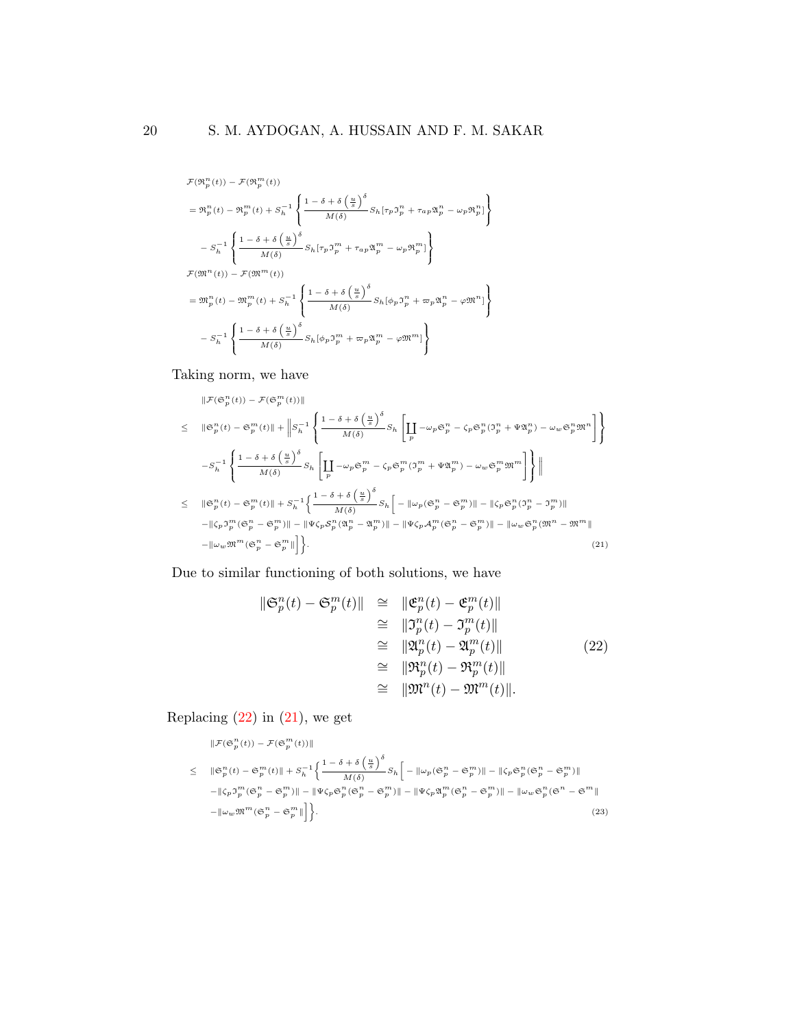$$
\begin{aligned}
&\mathcal{F}(\mathfrak{R}_p^n(t)) - \mathcal{F}(\mathfrak{R}_p^m(t))\\
&= \mathfrak{R}_p^n(t) - \mathfrak{R}_p^m(t) + S_h^{-1}\left\{\frac{1-\delta+\delta\left(\frac{u}{s}\right)^{\delta}}{M(\delta)} S_h[\tau_p \mathfrak{I}_p^n + \tau_{ap}\mathfrak{A}_p^n - \omega_p \mathfrak{R}_p^n]\right\}\\
&\quad - S_h^{-1}\left\{\frac{1-\delta+\delta\left(\frac{u}{s}\right)^{\delta}}{M(\delta)} S_h[\tau_p \mathfrak{I}_p^m + \tau_{ap}\mathfrak{A}_p^m - \omega_p \mathfrak{R}_p^m]\right\}\\
&\mathcal{F}(\mathfrak{M}^n(t)) - \mathcal{F}(\mathfrak{M}^m(t))\\
&= \mathfrak{M}_p^n(t) - \mathfrak{M}_p^m(t) + S_h^{-1}\left\{\frac{1-\delta+\delta\left(\frac{u}{s}\right)^{\delta}}{M(\delta)} S_h[\phi_p \mathfrak{I}_p^n + \varpi_p\mathfrak{A}_p^n - \varphi \mathfrak{M}^n]\right\}\\
&\quad - S_h^{-1}\left\{\frac{1-\delta+\delta\left(\frac{u}{s}\right)^{\delta}}{M(\delta)} S_h[\phi_p \mathfrak{I}_p^m + \varpi_p\mathfrak{A}_p^m - \varphi \mathfrak{M}^m]\right\}
\end{aligned}
$$

Taking norm, we have

$$
\begin{aligned}
&\|\mathcal{F}(\mathfrak{S}_p^n(t)) - \mathcal{F}(\mathfrak{S}_p^m(t))\|\\
\leq\;& \|\mathfrak{S}_p^n(t) - \mathfrak{S}_p^m(t)\| + \Bigg\|S_h^{-1}\left\{\frac{1-\delta+\delta\left(\frac{u}{s}\right)^{\delta}}{M(\delta)} S_h\left[\coprod_p -\omega_p\mathfrak{S}_p^n - \zeta_p\mathfrak{S}_p^n(\mathfrak{I}_p^n + \Psi\mathfrak{A}_p^n) - \omega_w\mathfrak{S}_p^n\mathfrak{M}^n\right]\right\}\\
&- S_h^{-1}\left\{\frac{1-\delta+\delta\left(\frac{u}{s}\right)^{\delta}}{M(\delta)} S_h\left[\coprod_p -\omega_p\mathfrak{S}_p^m - \zeta_p\mathfrak{S}_p^m(\mathfrak{I}_p^m + \Psi\mathfrak{A}_p^m) - \omega_w\mathfrak{S}_p^m\mathfrak{M}^m\right]\right\}\Bigg\|\\
\leq\;& \|\mathfrak{S}_p^n(t) - \mathfrak{S}_p^m(t)\| + S_h^{-1}\Big\{\frac{1-\delta+\delta\left(\frac{u}{s}\right)^{\delta}}{M(\delta)} S_h\Big[-\|\omega_p(\mathfrak{S}_p^n - \mathfrak{S}_p^m)\| - \|\zeta_p\mathfrak{S}_p^n(\mathfrak{I}_p^n - \mathfrak{I}_p^m)\|\\
&-\|\zeta_p\mathfrak{I}_p^m(\mathfrak{S}_p^n - \mathfrak{S}_p^m)\| - \|\Psi\zeta_p\mathcal{S}_p^n(\mathfrak{A}_p^n - \mathfrak{A}_p^m)\| - \|\Psi\zeta_p\mathcal{A}_p^m(\mathfrak{S}_p^n - \mathfrak{S}_p^m)\| - \|\omega_w\mathfrak{S}_p^n(\mathfrak{M}^n - \mathfrak{M}^m\|\\
&-\|\omega_w\mathfrak{M}^m(\mathfrak{S}_p^n - \mathfrak{S}_p^m\|\Big]\Big\}. \qquad (21)
\end{aligned}
$$

Due to similar functioning of both solutions, we have

$$
\begin{aligned}
\|\mathfrak{S}_p^n(t) - \mathfrak{S}_p^m(t)\| &\cong \|\mathfrak{E}_p^n(t) - \mathfrak{E}_p^m(t)\|\\
&\cong \|\mathfrak{I}_p^n(t) - \mathfrak{I}_p^m(t)\|\\
&\cong \|\mathfrak{A}_p^n(t) - \mathfrak{A}_p^m(t)\| \qquad (22)\\
&\cong \|\mathfrak{R}_p^n(t) - \mathfrak{R}_p^m(t)\|\\
&\cong \|\mathfrak{M}^n(t) - \mathfrak{M}^m(t)\|.
\end{aligned}
$$

Replacing (22) in (21), we get

$$
\begin{aligned}
&\|\mathcal{F}(\mathfrak{S}_p^n(t)) - \mathcal{F}(\mathfrak{S}_p^m(t))\|\\
\leq\;& \|\mathfrak{S}_p^n(t) - \mathfrak{S}_p^m(t)\| + S_h^{-1}\Big\{\frac{1-\delta+\delta\left(\frac{u}{s}\right)^{\delta}}{M(\delta)} S_h\Big[-\|\omega_p(\mathfrak{S}_p^n - \mathfrak{S}_p^m)\| - \|\zeta_p\mathfrak{S}_p^n(\mathfrak{S}_p^n - \mathfrak{S}_p^m)\|\\
&-\|\zeta_p\mathfrak{I}_p^m(\mathfrak{S}_p^n - \mathfrak{S}_p^m)\| - \|\Psi\zeta_p\mathfrak{S}_p^n(\mathfrak{S}_p^n - \mathfrak{S}_p^m)\| - \|\Psi\zeta_p\mathfrak{A}_p^m(\mathfrak{S}_p^n - \mathfrak{S}_p^m)\| - \|\omega_w\mathfrak{S}_p^n(\mathfrak{S}^n - \mathfrak{S}^m\|\\
&-\|\omega_w\mathfrak{M}^m(\mathfrak{S}_p^n - \mathfrak{S}_p^m\|\Big]\Big\}. \qquad (23)
\end{aligned}
$$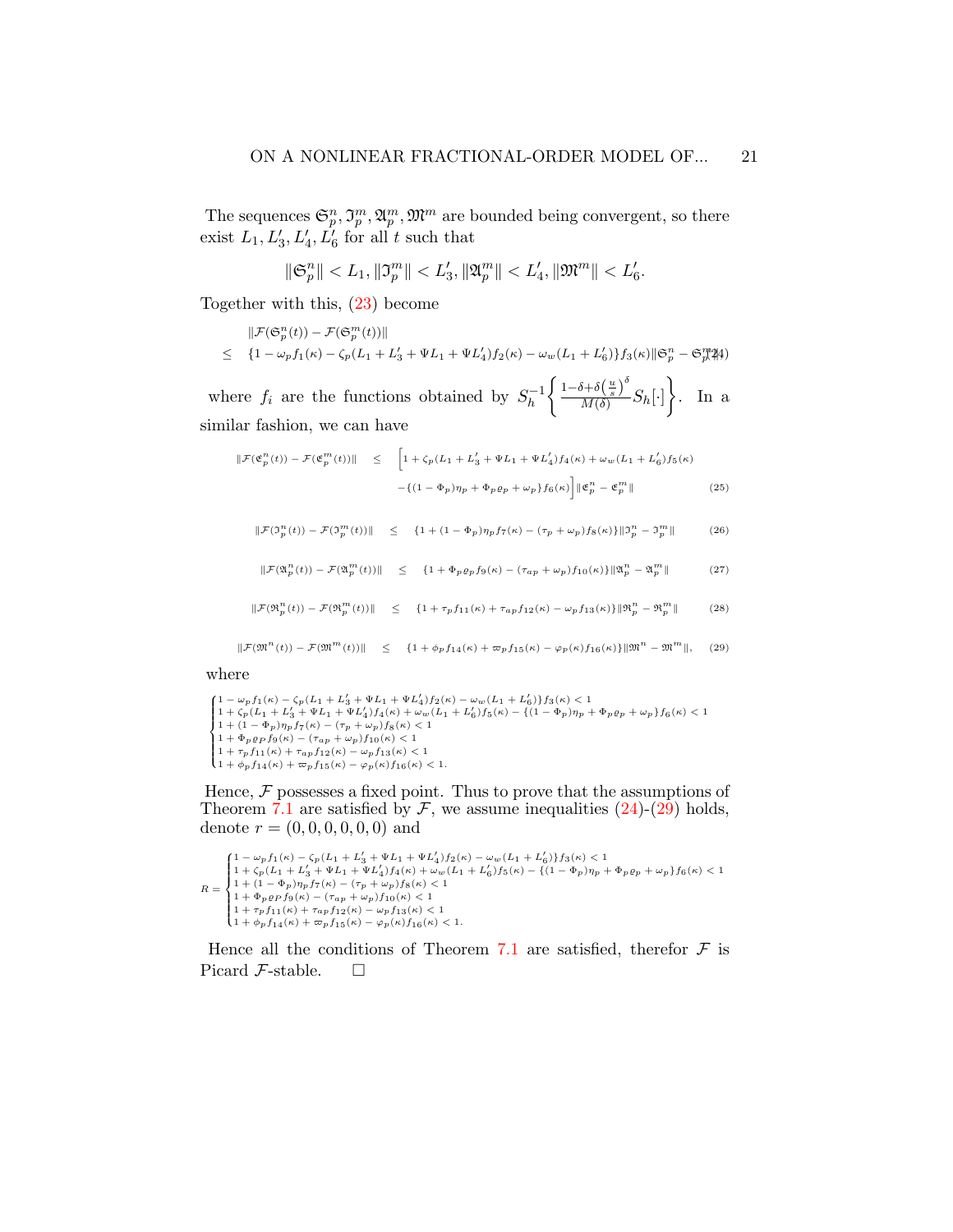The sequences $\mathfrak{S}_p^n, \mathfrak{I}_p^m, \mathfrak{A}_p^m, \mathfrak{M}^m$ are bounded being convergent, so there exist $L_1, L_3', L_4', L_6'$ for all $t$ such that

$$\|\mathfrak{S}_p^n\| < L_1, \|\mathfrak{I}_p^m\| < L_3', \|\mathfrak{A}_p^m\| < L_4', \|\mathfrak{M}^m\| < L_6'.$$

Together with this, (23) become

$$\begin{aligned} &\|\mathcal{F}(\mathfrak{S}_p^n(t)) - \mathcal{F}(\mathfrak{S}_p^m(t))\| \\ \leq \quad &\{1 - \omega_p f_1(\kappa) - \zeta_p(L_1 + L_3' + \Psi L_1 + \Psi L_4')f_2(\kappa) - \omega_w(L_1 + L_6')\}f_3(\kappa)\|\mathfrak{S}_p^n - \mathfrak{S}_p^m\| \end{aligned} \tag{24}$$

where $f_i$ are the functions obtained by $S_h^{-1}\left\{\frac{1-\delta+\delta\left(\frac{u}{s}\right)^\delta}{M(\delta)} S_h[\cdot]\right\}$. In a similar fashion, we can have

$$\begin{aligned} \|\mathcal{F}(\mathfrak{E}_p^n(t)) - \mathcal{F}(\mathfrak{E}_p^m(t))\| \quad \leq \quad &\Big[1 + \zeta_p(L_1 + L_3' + \Psi L_1 + \Psi L_4')f_4(\kappa) + \omega_w(L_1 + L_6')f_5(\kappa) \\ &- \{(1 - \Phi_p)\eta_p + \Phi_p \varrho_p + \omega_p\}f_6(\kappa)\Big]\|\mathfrak{E}_p^n - \mathfrak{E}_p^m\| \end{aligned} \tag{25}$$

$$\|\mathcal{F}(\mathfrak{I}_p^n(t)) - \mathcal{F}(\mathfrak{I}_p^m(t))\| \quad \leq \quad \{1 + (1 - \Phi_p)\eta_p f_7(\kappa) - (\tau_p + \omega_p)f_8(\kappa)\}\|\mathfrak{I}_p^n - \mathfrak{I}_p^m\| \tag{26}$$

$$\|\mathcal{F}(\mathfrak{A}_p^n(t)) - \mathcal{F}(\mathfrak{A}_p^m(t))\| \quad \leq \quad \{1 + \Phi_p \varrho_p f_9(\kappa) - (\tau_{ap} + \omega_p)f_{10}(\kappa)\}\|\mathfrak{A}_p^n - \mathfrak{A}_p^m\| \tag{27}$$

$$\|\mathcal{F}(\mathfrak{R}_p^n(t)) - \mathcal{F}(\mathfrak{R}_p^m(t))\| \quad \leq \quad \{1 + \tau_p f_{11}(\kappa) + \tau_{ap} f_{12}(\kappa) - \omega_p f_{13}(\kappa)\}\|\mathfrak{R}_p^n - \mathfrak{R}_p^m\| \tag{28}$$

$$\|\mathcal{F}(\mathfrak{M}^n(t)) - \mathcal{F}(\mathfrak{M}^m(t))\| \quad \leq \quad \{1 + \phi_p f_{14}(\kappa) + \varpi_p f_{15}(\kappa) - \varphi_p(\kappa)f_{16}(\kappa)\}\|\mathfrak{M}^n - \mathfrak{M}^m\|, \tag{29}$$

where

$$\begin{cases} 1 - \omega_p f_1(\kappa) - \zeta_p(L_1 + L_3' + \Psi L_1 + \Psi L_4')f_2(\kappa) - \omega_w(L_1 + L_6')\}f_3(\kappa) < 1 \\ 1 + \zeta_p(L_1 + L_3' + \Psi L_1 + \Psi L_4')f_4(\kappa) + \omega_w(L_1 + L_6')f_5(\kappa) - \{(1 - \Phi_p)\eta_p + \Phi_p\varrho_p + \omega_p\}f_6(\kappa) < 1 \\ 1 + (1 - \Phi_p)\eta_p f_7(\kappa) - (\tau_p + \omega_p)f_8(\kappa) < 1 \\ 1 + \Phi_p \varrho_P f_9(\kappa) - (\tau_{ap} + \omega_p)f_{10}(\kappa) < 1 \\ 1 + \tau_p f_{11}(\kappa) + \tau_{ap} f_{12}(\kappa) - \omega_p f_{13}(\kappa) < 1 \\ 1 + \phi_p f_{14}(\kappa) + \varpi_p f_{15}(\kappa) - \varphi_p(\kappa)f_{16}(\kappa) < 1. \end{cases}$$

Hence, $\mathcal{F}$ possesses a fixed point. Thus to prove that the assumptions of Theorem 7.1 are satisfied by $\mathcal{F}$, we assume inequalities (24)-(29) holds, denote $r = (0, 0, 0, 0, 0, 0)$ and

$$R = \begin{cases} 1 - \omega_p f_1(\kappa) - \zeta_p(L_1 + L_3' + \Psi L_1 + \Psi L_4')f_2(\kappa) - \omega_w(L_1 + L_6')\}f_3(\kappa) < 1 \\ 1 + \zeta_p(L_1 + L_3' + \Psi L_1 + \Psi L_4')f_4(\kappa) + \omega_w(L_1 + L_6')f_5(\kappa) - \{(1 - \Phi_p)\eta_p + \Phi_p\varrho_p + \omega_p\}f_6(\kappa) < 1 \\ 1 + (1 - \Phi_p)\eta_p f_7(\kappa) - (\tau_p + \omega_p)f_8(\kappa) < 1 \\ 1 + \Phi_p \varrho_P f_9(\kappa) - (\tau_{ap} + \omega_p)f_{10}(\kappa) < 1 \\ 1 + \tau_p f_{11}(\kappa) + \tau_{ap} f_{12}(\kappa) - \omega_p f_{13}(\kappa) < 1 \\ 1 + \phi_p f_{14}(\kappa) + \varpi_p f_{15}(\kappa) - \varphi_p(\kappa)f_{16}(\kappa) < 1. \end{cases}$$

Hence all the conditions of Theorem 7.1 are satisfied, therefor $\mathcal{F}$ is Picard $\mathcal{F}$-stable. $\square$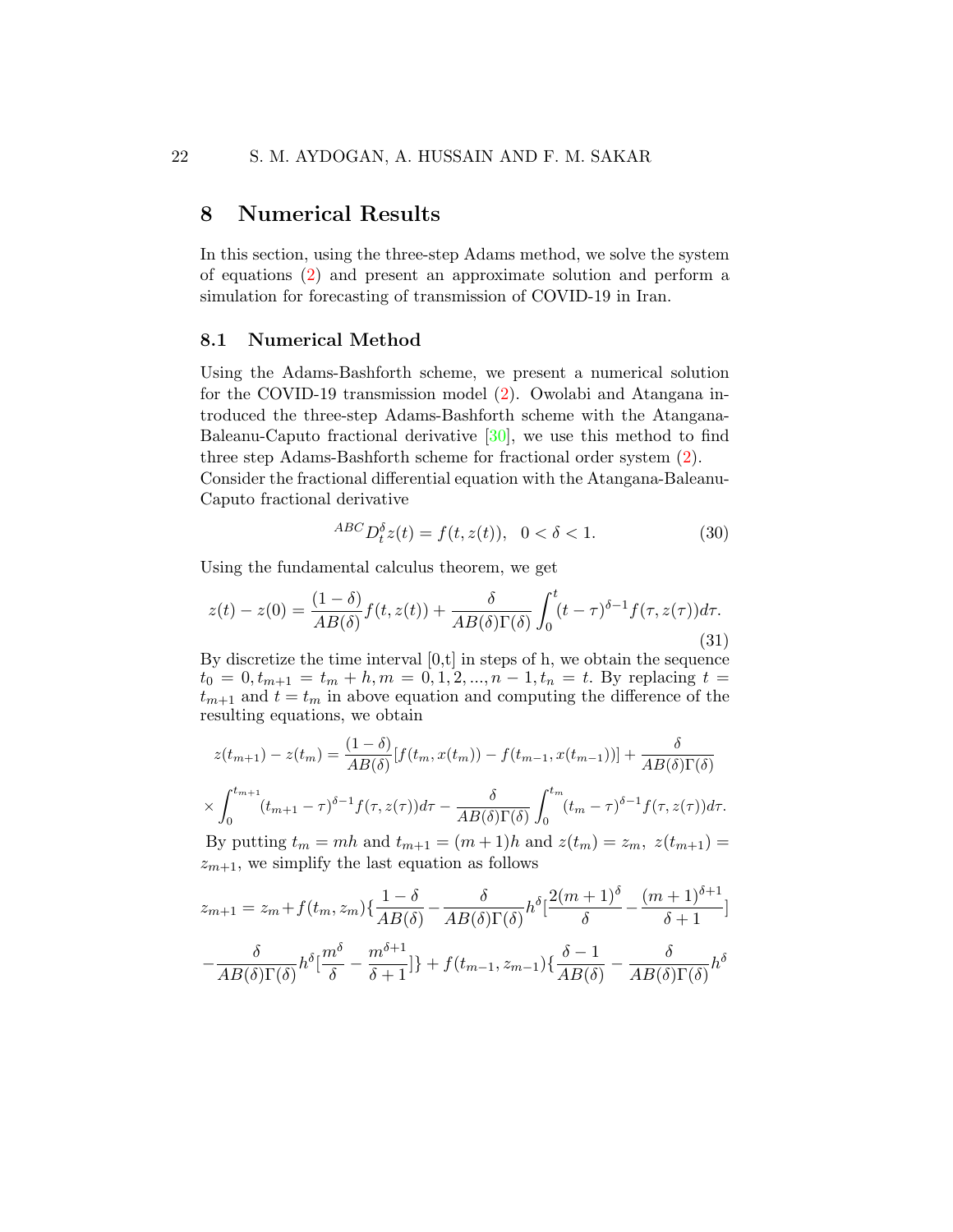## 8 Numerical Results

In this section, using the three-step Adams method, we solve the system of equations (2) and present an approximate solution and perform a simulation for forecasting of transmission of COVID-19 in Iran.

### 8.1 Numerical Method

Using the Adams-Bashforth scheme, we present a numerical solution for the COVID-19 transmission model (2). Owolabi and Atangana introduced the three-step Adams-Bashforth scheme with the Atangana-Baleanu-Caputo fractional derivative [30], we use this method to find three step Adams-Bashforth scheme for fractional order system (2).
Consider the fractional differential equation with the Atangana-Baleanu-Caputo fractional derivative

$$^{ABC}D_t^{\delta} z(t) = f(t, z(t)), \quad 0 < \delta < 1. \tag{30}$$

Using the fundamental calculus theorem, we get

$$z(t) - z(0) = \frac{(1-\delta)}{AB(\delta)} f(t, z(t)) + \frac{\delta}{AB(\delta)\Gamma(\delta)} \int_0^t (t-\tau)^{\delta-1} f(\tau, z(\tau)) d\tau. \tag{31}$$

By discretize the time interval [0,t] in steps of h, we obtain the sequence $t_0 = 0, t_{m+1} = t_m + h, m = 0, 1, 2, ..., n-1, t_n = t$. By replacing $t = t_{m+1}$ and $t = t_m$ in above equation and computing the difference of the resulting equations, we obtain

$$z(t_{m+1}) - z(t_m) = \frac{(1-\delta)}{AB(\delta)}[f(t_m, x(t_m)) - f(t_{m-1}, x(t_{m-1}))] + \frac{\delta}{AB(\delta)\Gamma(\delta)}$$

$$\times \int_0^{t_{m+1}} (t_{m+1} - \tau)^{\delta-1} f(\tau, z(\tau)) d\tau - \frac{\delta}{AB(\delta)\Gamma(\delta)} \int_0^{t_m} (t_m - \tau)^{\delta-1} f(\tau, z(\tau)) d\tau.$$

By putting $t_m = mh$ and $t_{m+1} = (m+1)h$ and $z(t_m) = z_m,\ z(t_{m+1}) = z_{m+1}$, we simplify the last equation as follows

$$z_{m+1} = z_m + f(t_m, z_m)\{\frac{1-\delta}{AB(\delta)} - \frac{\delta}{AB(\delta)\Gamma(\delta)} h^{\delta}[\frac{2(m+1)^{\delta}}{\delta} - \frac{(m+1)^{\delta+1}}{\delta+1}]$$

$$-\frac{\delta}{AB(\delta)\Gamma(\delta)} h^{\delta}[\frac{m^{\delta}}{\delta} - \frac{m^{\delta+1}}{\delta+1}]\} + f(t_{m-1}, z_{m-1})\{\frac{\delta-1}{AB(\delta)} - \frac{\delta}{AB(\delta)\Gamma(\delta)} h^{\delta}$$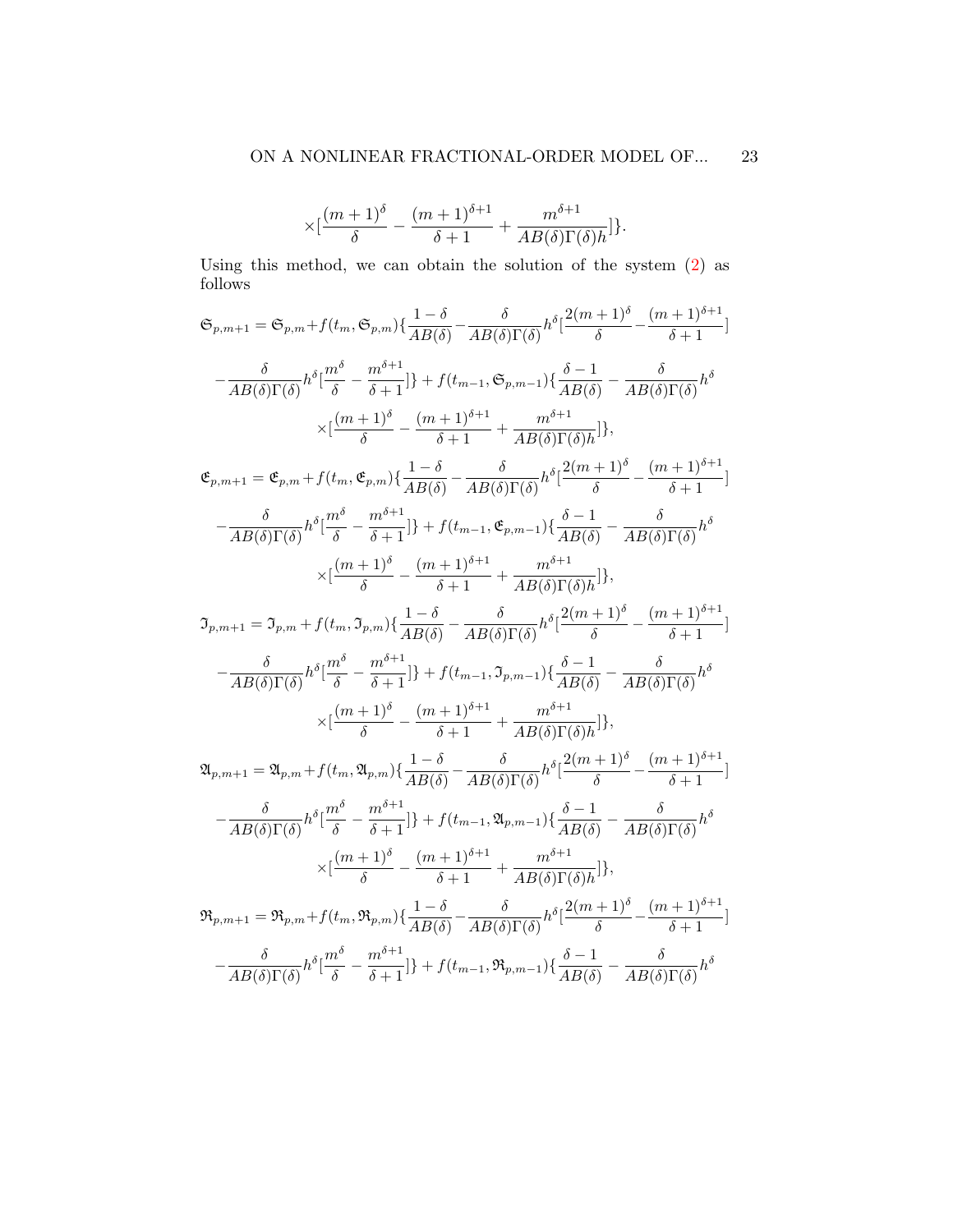$$\times[\frac{(m+1)^{\delta}}{\delta}-\frac{(m+1)^{\delta+1}}{\delta+1}+\frac{m^{\delta+1}}{AB(\delta)\Gamma(\delta)h}]\}.$$

Using this method, we can obtain the solution of the system (2) as follows

$$\mathfrak{S}_{p,m+1}=\mathfrak{S}_{p,m}+f(t_m,\mathfrak{S}_{p,m})\{\frac{1-\delta}{AB(\delta)}-\frac{\delta}{AB(\delta)\Gamma(\delta)}h^{\delta}[\frac{2(m+1)^{\delta}}{\delta}-\frac{(m+1)^{\delta+1}}{\delta+1}]$$

$$-\frac{\delta}{AB(\delta)\Gamma(\delta)}h^{\delta}[\frac{m^{\delta}}{\delta}-\frac{m^{\delta+1}}{\delta+1}]\}+f(t_{m-1},\mathfrak{S}_{p,m-1})\{\frac{\delta-1}{AB(\delta)}-\frac{\delta}{AB(\delta)\Gamma(\delta)}h^{\delta}$$

$$\times[\frac{(m+1)^{\delta}}{\delta}-\frac{(m+1)^{\delta+1}}{\delta+1}+\frac{m^{\delta+1}}{AB(\delta)\Gamma(\delta)h}]\},$$

$$\mathfrak{E}_{p,m+1}=\mathfrak{E}_{p,m}+f(t_m,\mathfrak{E}_{p,m})\{\frac{1-\delta}{AB(\delta)}-\frac{\delta}{AB(\delta)\Gamma(\delta)}h^{\delta}[\frac{2(m+1)^{\delta}}{\delta}-\frac{(m+1)^{\delta+1}}{\delta+1}]$$

$$-\frac{\delta}{AB(\delta)\Gamma(\delta)}h^{\delta}[\frac{m^{\delta}}{\delta}-\frac{m^{\delta+1}}{\delta+1}]\}+f(t_{m-1},\mathfrak{E}_{p,m-1})\{\frac{\delta-1}{AB(\delta)}-\frac{\delta}{AB(\delta)\Gamma(\delta)}h^{\delta}$$

$$\times[\frac{(m+1)^{\delta}}{\delta}-\frac{(m+1)^{\delta+1}}{\delta+1}+\frac{m^{\delta+1}}{AB(\delta)\Gamma(\delta)h}]\},$$

$$\mathfrak{I}_{p,m+1}=\mathfrak{I}_{p,m}+f(t_m,\mathfrak{I}_{p,m})\{\frac{1-\delta}{AB(\delta)}-\frac{\delta}{AB(\delta)\Gamma(\delta)}h^{\delta}[\frac{2(m+1)^{\delta}}{\delta}-\frac{(m+1)^{\delta+1}}{\delta+1}]$$

$$-\frac{\delta}{AB(\delta)\Gamma(\delta)}h^{\delta}[\frac{m^{\delta}}{\delta}-\frac{m^{\delta+1}}{\delta+1}]\}+f(t_{m-1},\mathfrak{I}_{p,m-1})\{\frac{\delta-1}{AB(\delta)}-\frac{\delta}{AB(\delta)\Gamma(\delta)}h^{\delta}$$

$$\times[\frac{(m+1)^{\delta}}{\delta}-\frac{(m+1)^{\delta+1}}{\delta+1}+\frac{m^{\delta+1}}{AB(\delta)\Gamma(\delta)h}]\},$$

$$\mathfrak{A}_{p,m+1}=\mathfrak{A}_{p,m}+f(t_m,\mathfrak{A}_{p,m})\{\frac{1-\delta}{AB(\delta)}-\frac{\delta}{AB(\delta)\Gamma(\delta)}h^{\delta}[\frac{2(m+1)^{\delta}}{\delta}-\frac{(m+1)^{\delta+1}}{\delta+1}]$$

$$-\frac{\delta}{AB(\delta)\Gamma(\delta)}h^{\delta}[\frac{m^{\delta}}{\delta}-\frac{m^{\delta+1}}{\delta+1}]\}+f(t_{m-1},\mathfrak{A}_{p,m-1})\{\frac{\delta-1}{AB(\delta)}-\frac{\delta}{AB(\delta)\Gamma(\delta)}h^{\delta}$$

$$\times[\frac{(m+1)^{\delta}}{\delta}-\frac{(m+1)^{\delta+1}}{\delta+1}+\frac{m^{\delta+1}}{AB(\delta)\Gamma(\delta)h}]\},$$

$$\mathfrak{R}_{p,m+1}=\mathfrak{R}_{p,m}+f(t_m,\mathfrak{R}_{p,m})\{\frac{1-\delta}{AB(\delta)}-\frac{\delta}{AB(\delta)\Gamma(\delta)}h^{\delta}[\frac{2(m+1)^{\delta}}{\delta}-\frac{(m+1)^{\delta+1}}{\delta+1}]$$

$$-\frac{\delta}{AB(\delta)\Gamma(\delta)}h^{\delta}[\frac{m^{\delta}}{\delta}-\frac{m^{\delta+1}}{\delta+1}]\}+f(t_{m-1},\mathfrak{R}_{p,m-1})\{\frac{\delta-1}{AB(\delta)}-\frac{\delta}{AB(\delta)\Gamma(\delta)}h^{\delta}$$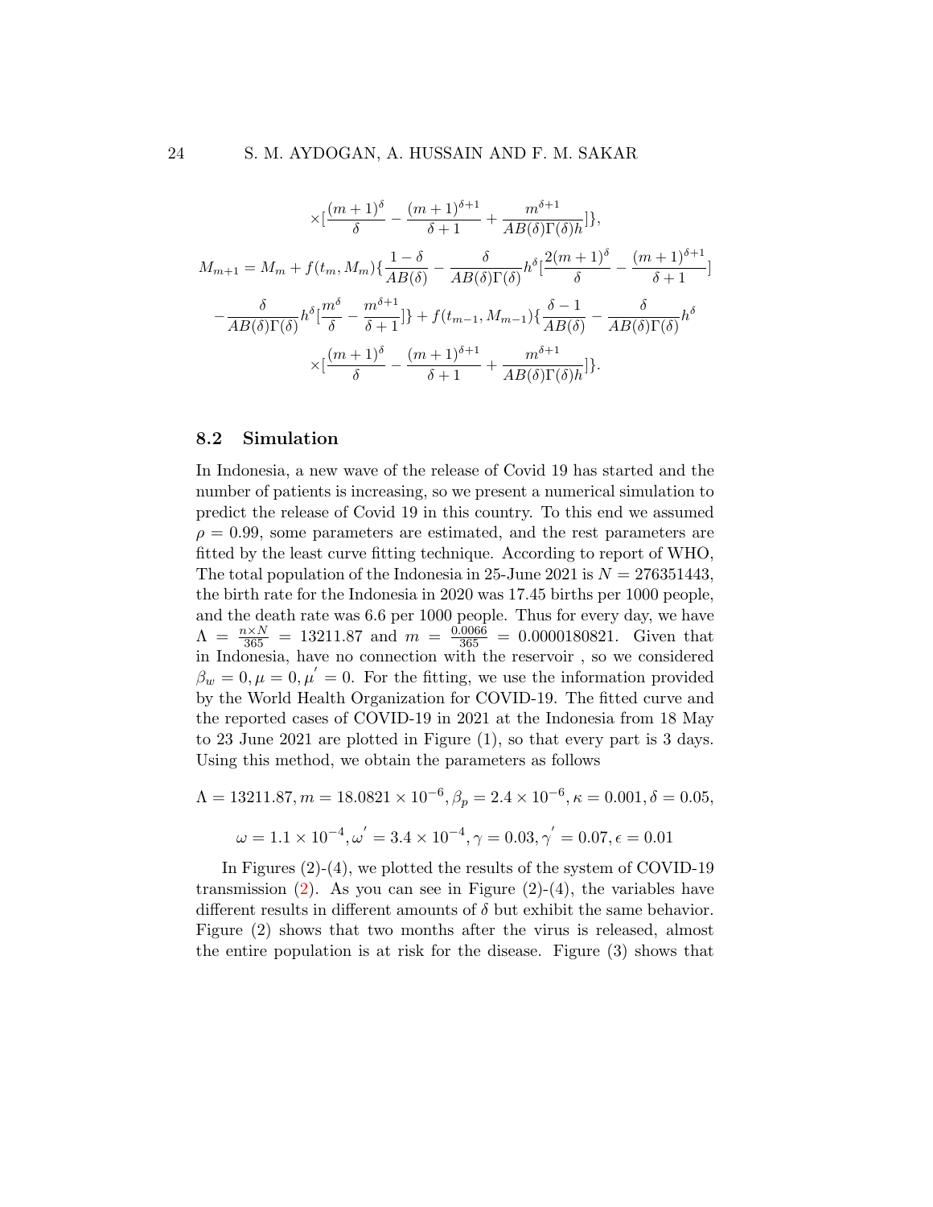$$\times[\frac{(m+1)^{\delta}}{\delta} - \frac{(m+1)^{\delta+1}}{\delta+1} + \frac{m^{\delta+1}}{AB(\delta)\Gamma(\delta)h}]\},$$

$$M_{m+1} = M_m + f(t_m, M_m)\{\frac{1-\delta}{AB(\delta)} - \frac{\delta}{AB(\delta)\Gamma(\delta)}h^{\delta}[\frac{2(m+1)^{\delta}}{\delta} - \frac{(m+1)^{\delta+1}}{\delta+1}]$$

$$-\frac{\delta}{AB(\delta)\Gamma(\delta)}h^{\delta}[\frac{m^{\delta}}{\delta} - \frac{m^{\delta+1}}{\delta+1}]\} + f(t_{m-1}, M_{m-1})\{\frac{\delta-1}{AB(\delta)} - \frac{\delta}{AB(\delta)\Gamma(\delta)}h^{\delta}$$

$$\times[\frac{(m+1)^{\delta}}{\delta} - \frac{(m+1)^{\delta+1}}{\delta+1} + \frac{m^{\delta+1}}{AB(\delta)\Gamma(\delta)h}]\}.$$

### 8.2 Simulation

In Indonesia, a new wave of the release of Covid 19 has started and the number of patients is increasing, so we present a numerical simulation to predict the release of Covid 19 in this country. To this end we assumed $\rho = 0.99$, some parameters are estimated, and the rest parameters are fitted by the least curve fitting technique. According to report of WHO, The total population of the Indonesia in 25-June 2021 is $N = 276351443$, the birth rate for the Indonesia in 2020 was 17.45 births per 1000 people, and the death rate was 6.6 per 1000 people. Thus for every day, we have $\Lambda = \frac{n \times N}{365} = 13211.87$ and $m = \frac{0.0066}{365} = 0.0000180821$. Given that in Indonesia, have no connection with the reservoir , so we considered $\beta_w = 0, \mu = 0, \mu^{'} = 0$. For the fitting, we use the information provided by the World Health Organization for COVID-19. The fitted curve and the reported cases of COVID-19 in 2021 at the Indonesia from 18 May to 23 June 2021 are plotted in Figure (1), so that every part is 3 days. Using this method, we obtain the parameters as follows

$$\Lambda = 13211.87, m = 18.0821 \times 10^{-6}, \beta_p = 2.4 \times 10^{-6}, \kappa = 0.001, \delta = 0.05,$$

$$\omega = 1.1 \times 10^{-4}, \omega^{'} = 3.4 \times 10^{-4}, \gamma = 0.03, \gamma^{'} = 0.07, \epsilon = 0.01$$

In Figures (2)-(4), we plotted the results of the system of COVID-19 transmission (2). As you can see in Figure (2)-(4), the variables have different results in different amounts of $\delta$ but exhibit the same behavior. Figure (2) shows that two months after the virus is released, almost the entire population is at risk for the disease. Figure (3) shows that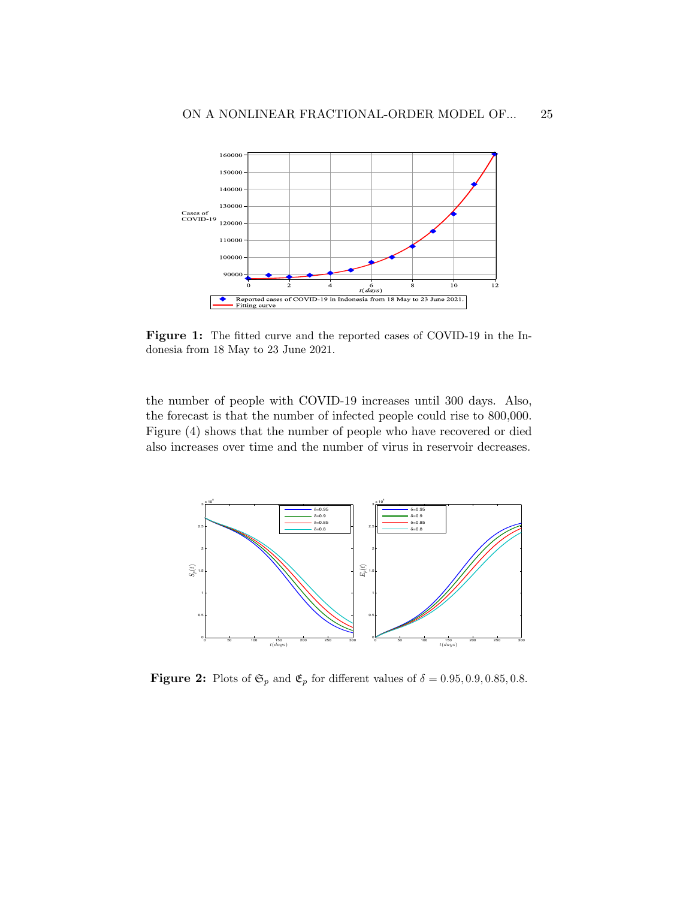**Figure 1:** The fitted curve and the reported cases of COVID-19 in the Indonesia from 18 May to 23 June 2021.

the number of people with COVID-19 increases until 300 days. Also, the forecast is that the number of infected people could rise to 800,000. Figure (4) shows that the number of people who have recovered or died also increases over time and the number of virus in reservoir decreases.

**Figure 2:** Plots of $\mathfrak{S}_p$ and $\mathfrak{E}_p$ for different values of $\delta = 0.95, 0.9, 0.85, 0.8$.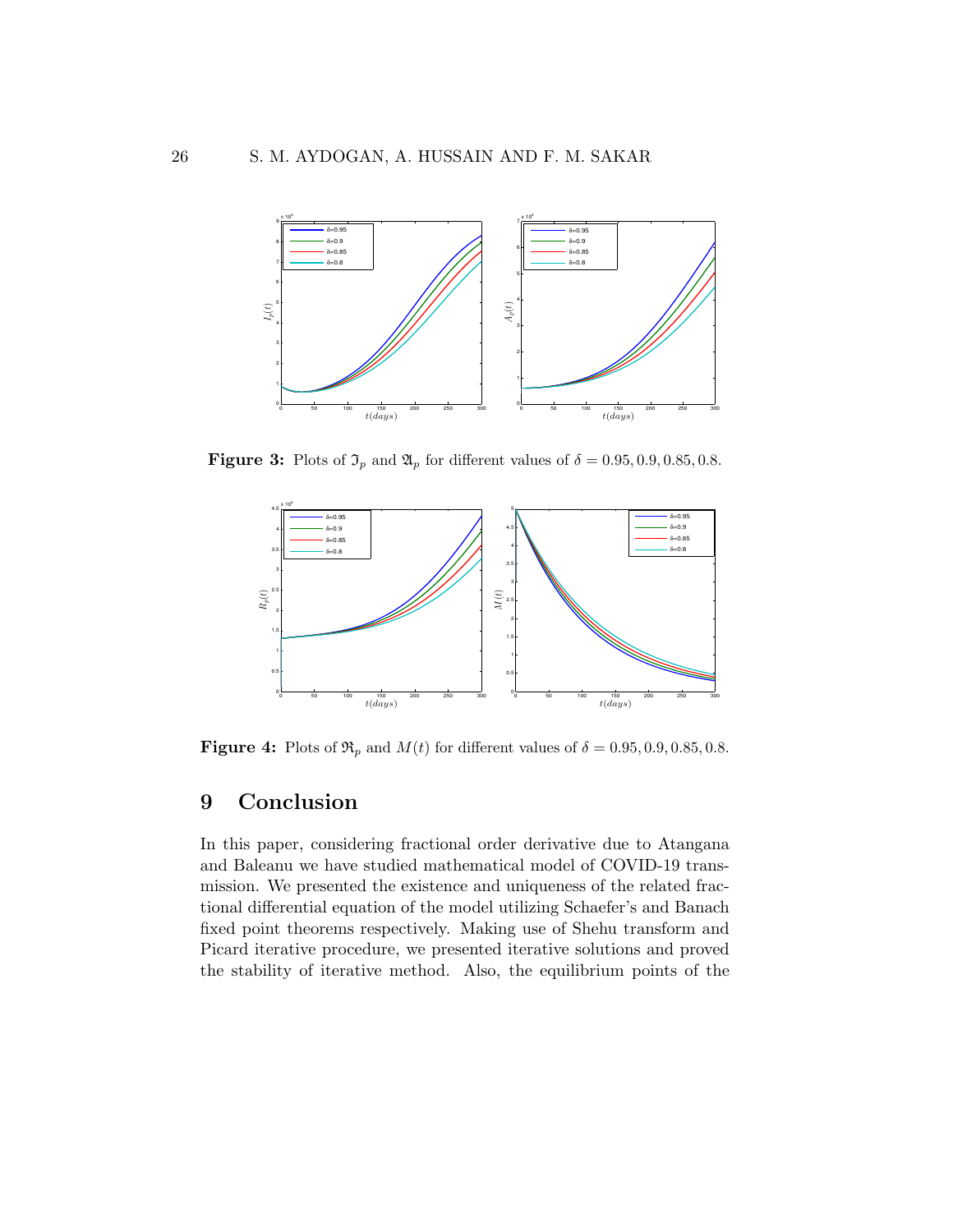**Figure 3:** Plots of $\mathfrak{I}_p$ and $\mathfrak{A}_p$ for different values of $\delta = 0.95, 0.9, 0.85, 0.8$.

**Figure 4:** Plots of $\mathfrak{R}_p$ and $M(t)$ for different values of $\delta = 0.95, 0.9, 0.85, 0.8$.

# 9 Conclusion

In this paper, considering fractional order derivative due to Atangana and Baleanu we have studied mathematical model of COVID-19 transmission. We presented the existence and uniqueness of the related fractional differential equation of the model utilizing Schaefer's and Banach fixed point theorems respectively. Making use of Shehu transform and Picard iterative procedure, we presented iterative solutions and proved the stability of iterative method. Also, the equilibrium points of the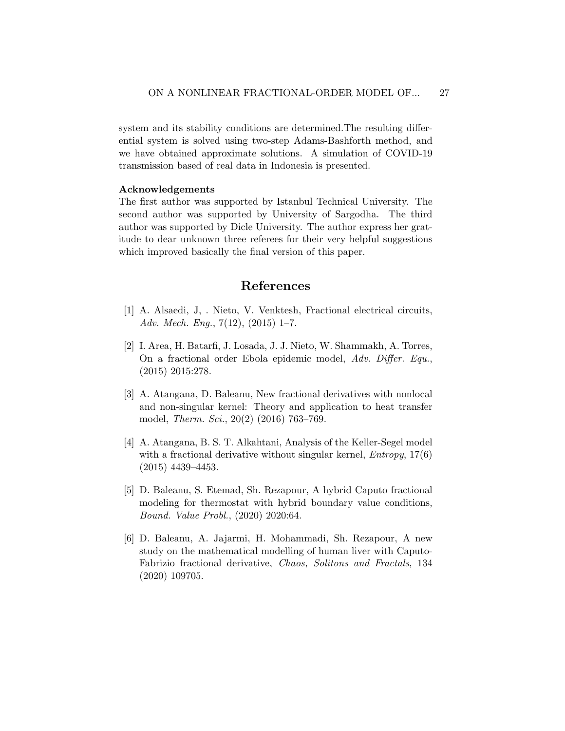system and its stability conditions are determined.The resulting differential system is solved using two-step Adams-Bashforth method, and we have obtained approximate solutions. A simulation of COVID-19 transmission based of real data in Indonesia is presented.

**Acknowledgements**

The first author was supported by Istanbul Technical University. The second author was supported by University of Sargodha. The third author was supported by Dicle University. The author express her gratitude to dear unknown three referees for their very helpful suggestions which improved basically the final version of this paper.

## References

[1] A. Alsaedi, J, . Nieto, V. Venktesh, Fractional electrical circuits, *Adv. Mech. Eng.*, 7(12), (2015) 1–7.

[2] I. Area, H. Batarfi, J. Losada, J. J. Nieto, W. Shammakh, A. Torres, On a fractional order Ebola epidemic model, *Adv. Differ. Equ.*, (2015) 2015:278.

[3] A. Atangana, D. Baleanu, New fractional derivatives with nonlocal and non-singular kernel: Theory and application to heat transfer model, *Therm. Sci.*, 20(2) (2016) 763–769.

[4] A. Atangana, B. S. T. Alkahtani, Analysis of the Keller-Segel model with a fractional derivative without singular kernel, *Entropy*, 17(6) (2015) 4439–4453.

[5] D. Baleanu, S. Etemad, Sh. Rezapour, A hybrid Caputo fractional modeling for thermostat with hybrid boundary value conditions, *Bound. Value Probl.*, (2020) 2020:64.

[6] D. Baleanu, A. Jajarmi, H. Mohammadi, Sh. Rezapour, A new study on the mathematical modelling of human liver with Caputo-Fabrizio fractional derivative, *Chaos, Solitons and Fractals*, 134 (2020) 109705.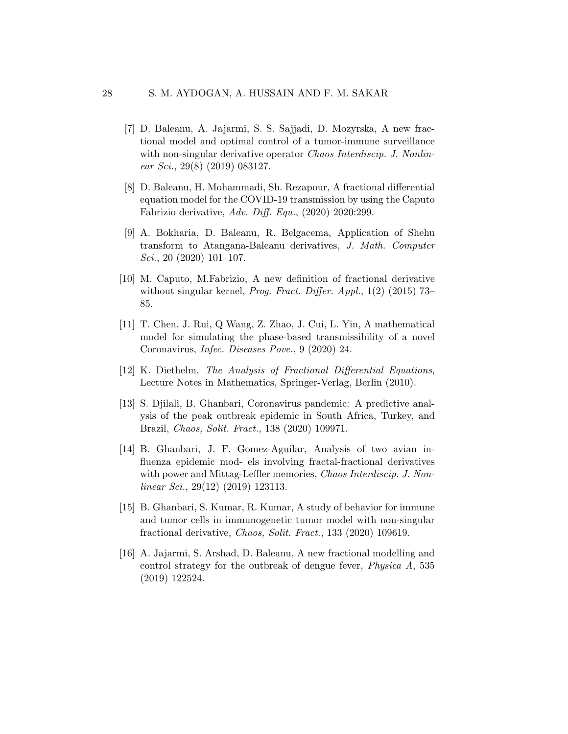[7] D. Baleanu, A. Jajarmi, S. S. Sajjadi, D. Mozyrska, A new fractional model and optimal control of a tumor-immune surveillance with non-singular derivative operator *Chaos Interdiscip. J. Nonlinear Sci.*, 29(8) (2019) 083127.

[8] D. Baleanu, H. Mohammadi, Sh. Rezapour, A fractional differential equation model for the COVID-19 transmission by using the Caputo Fabrizio derivative, *Adv. Diff. Equ.*, (2020) 2020:299.

[9] A. Bokharia, D. Baleanu, R. Belgacema, Application of Shehu transform to Atangana-Baleanu derivatives, *J. Math. Computer Sci.*, 20 (2020) 101–107.

[10] M. Caputo, M.Fabrizio, A new definition of fractional derivative without singular kernel, *Prog. Fract. Differ. Appl.*, 1(2) (2015) 73–85.

[11] T. Chen, J. Rui, Q Wang, Z. Zhao, J. Cui, L. Yin, A mathematical model for simulating the phase-based transmissibility of a novel Coronavirus, *Infec. Diseases Pove.*, 9 (2020) 24.

[12] K. Diethelm, *The Analysis of Fractional Differential Equations*, Lecture Notes in Mathematics, Springer-Verlag, Berlin (2010).

[13] S. Djilali, B. Ghanbari, Coronavirus pandemic: A predictive analysis of the peak outbreak epidemic in South Africa, Turkey, and Brazil, *Chaos, Solit. Fract.*, 138 (2020) 109971.

[14] B. Ghanbari, J. F. Gomez-Aguilar, Analysis of two avian influenza epidemic mod- els involving fractal-fractional derivatives with power and Mittag-Leffler memories, *Chaos Interdiscip. J. Nonlinear Sci.*, 29(12) (2019) 123113.

[15] B. Ghanbari, S. Kumar, R. Kumar, A study of behavior for immune and tumor cells in immunogenetic tumor model with non-singular fractional derivative, *Chaos, Solit. Fract.*, 133 (2020) 109619.

[16] A. Jajarmi, S. Arshad, D. Baleanu, A new fractional modelling and control strategy for the outbreak of dengue fever, *Physica A*, 535 (2019) 122524.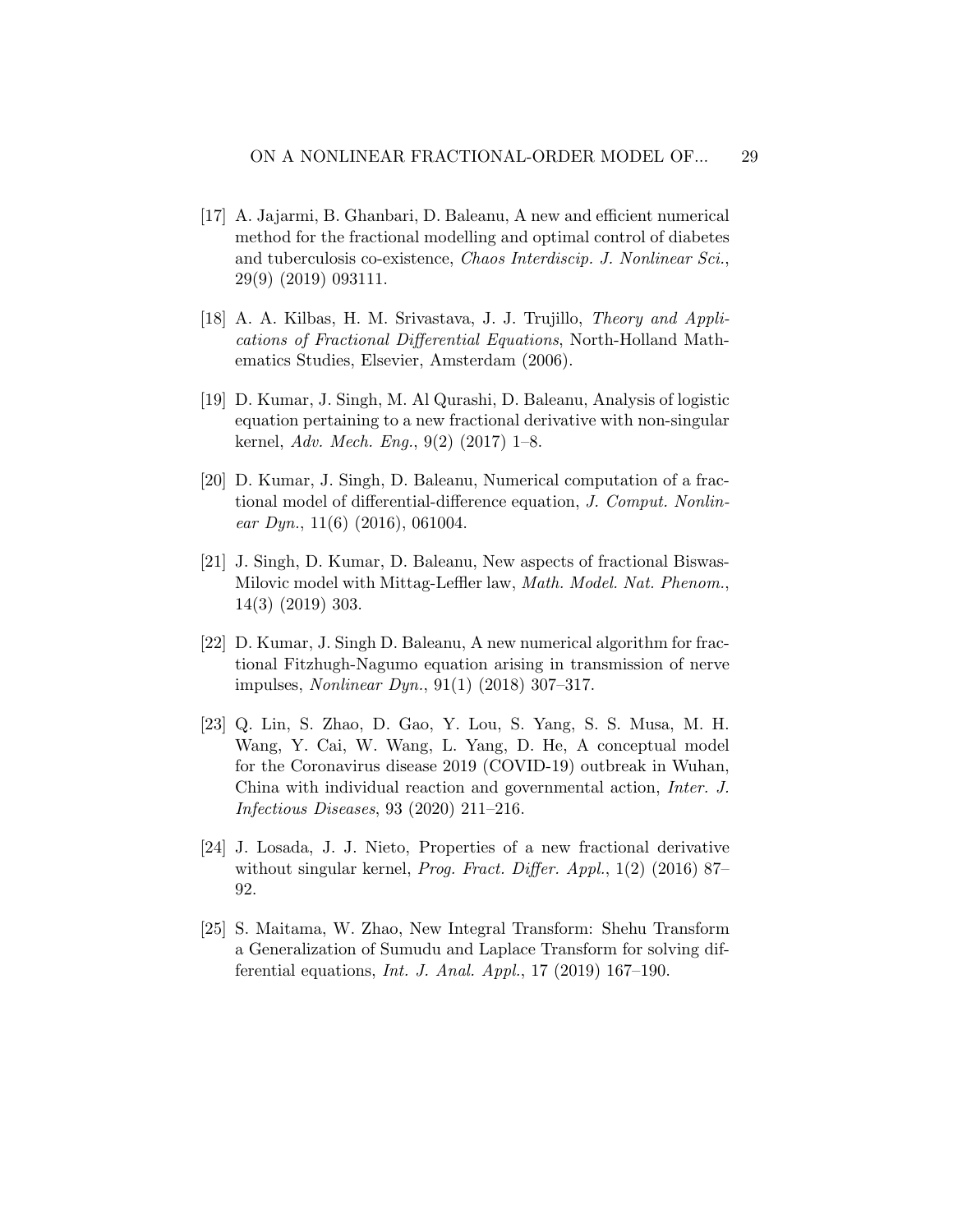[17] A. Jajarmi, B. Ghanbari, D. Baleanu, A new and efficient numerical method for the fractional modelling and optimal control of diabetes and tuberculosis co-existence, *Chaos Interdiscip. J. Nonlinear Sci.*, 29(9) (2019) 093111.

[18] A. A. Kilbas, H. M. Srivastava, J. J. Trujillo, *Theory and Applications of Fractional Differential Equations*, North-Holland Mathematics Studies, Elsevier, Amsterdam (2006).

[19] D. Kumar, J. Singh, M. Al Qurashi, D. Baleanu, Analysis of logistic equation pertaining to a new fractional derivative with non-singular kernel, *Adv. Mech. Eng.*, 9(2) (2017) 1–8.

[20] D. Kumar, J. Singh, D. Baleanu, Numerical computation of a fractional model of differential-difference equation, *J. Comput. Nonlinear Dyn.*, 11(6) (2016), 061004.

[21] J. Singh, D. Kumar, D. Baleanu, New aspects of fractional Biswas-Milovic model with Mittag-Leffler law, *Math. Model. Nat. Phenom.*, 14(3) (2019) 303.

[22] D. Kumar, J. Singh D. Baleanu, A new numerical algorithm for fractional Fitzhugh-Nagumo equation arising in transmission of nerve impulses, *Nonlinear Dyn.*, 91(1) (2018) 307–317.

[23] Q. Lin, S. Zhao, D. Gao, Y. Lou, S. Yang, S. S. Musa, M. H. Wang, Y. Cai, W. Wang, L. Yang, D. He, A conceptual model for the Coronavirus disease 2019 (COVID-19) outbreak in Wuhan, China with individual reaction and governmental action, *Inter. J. Infectious Diseases*, 93 (2020) 211–216.

[24] J. Losada, J. J. Nieto, Properties of a new fractional derivative without singular kernel, *Prog. Fract. Differ. Appl.*, 1(2) (2016) 87–92.

[25] S. Maitama, W. Zhao, New Integral Transform: Shehu Transform a Generalization of Sumudu and Laplace Transform for solving differential equations, *Int. J. Anal. Appl.*, 17 (2019) 167–190.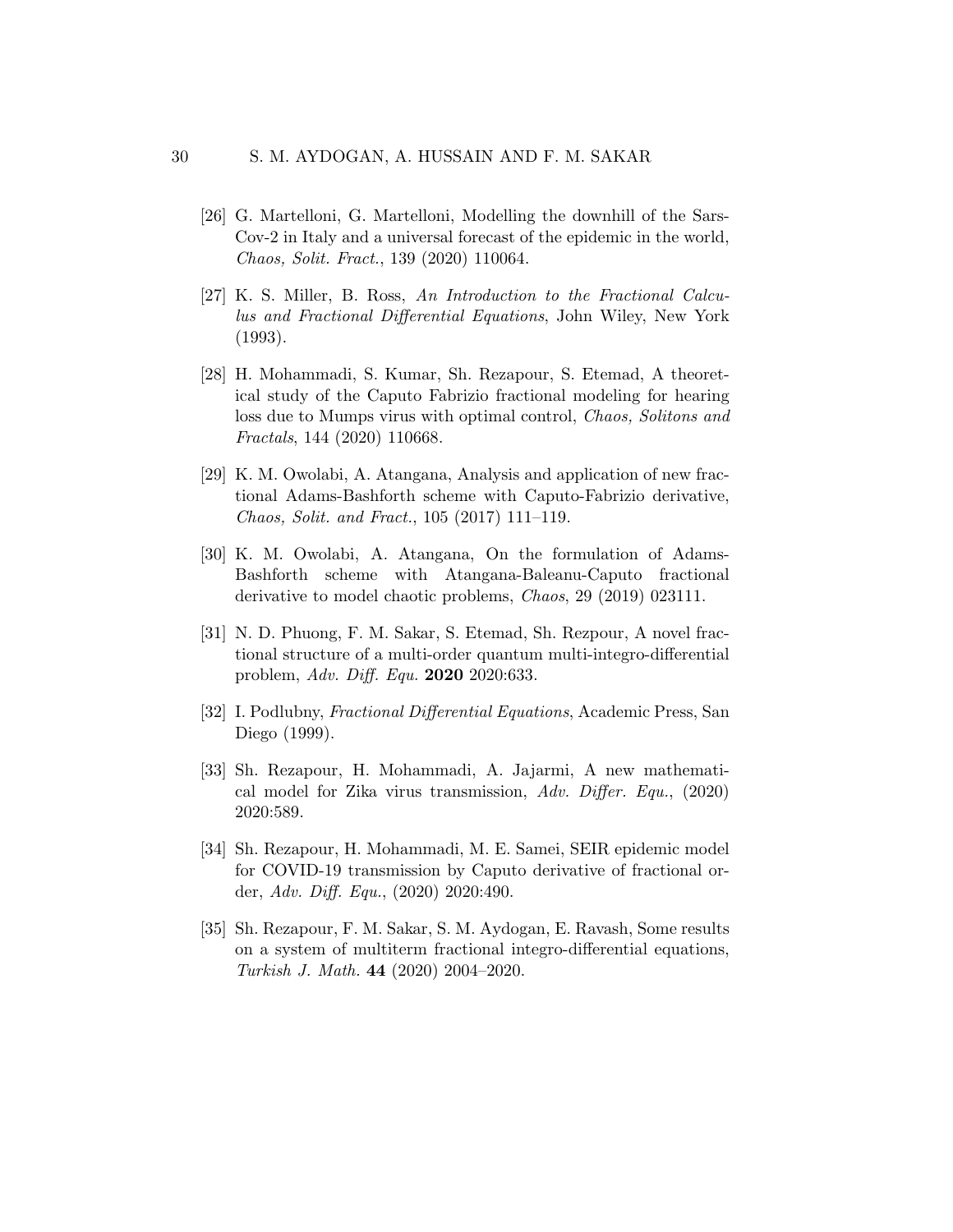[26] G. Martelloni, G. Martelloni, Modelling the downhill of the Sars-Cov-2 in Italy and a universal forecast of the epidemic in the world, *Chaos, Solit. Fract.*, 139 (2020) 110064.

[27] K. S. Miller, B. Ross, *An Introduction to the Fractional Calculus and Fractional Differential Equations*, John Wiley, New York (1993).

[28] H. Mohammadi, S. Kumar, Sh. Rezapour, S. Etemad, A theoretical study of the Caputo Fabrizio fractional modeling for hearing loss due to Mumps virus with optimal control, *Chaos, Solitons and Fractals*, 144 (2020) 110668.

[29] K. M. Owolabi, A. Atangana, Analysis and application of new fractional Adams-Bashforth scheme with Caputo-Fabrizio derivative, *Chaos, Solit. and Fract.*, 105 (2017) 111–119.

[30] K. M. Owolabi, A. Atangana, On the formulation of Adams-Bashforth scheme with Atangana-Baleanu-Caputo fractional derivative to model chaotic problems, *Chaos*, 29 (2019) 023111.

[31] N. D. Phuong, F. M. Sakar, S. Etemad, Sh. Rezpour, A novel fractional structure of a multi-order quantum multi-integro-differential problem, *Adv. Diff. Equ.* **2020** 2020:633.

[32] I. Podlubny, *Fractional Differential Equations*, Academic Press, San Diego (1999).

[33] Sh. Rezapour, H. Mohammadi, A. Jajarmi, A new mathematical model for Zika virus transmission, *Adv. Differ. Equ.*, (2020) 2020:589.

[34] Sh. Rezapour, H. Mohammadi, M. E. Samei, SEIR epidemic model for COVID-19 transmission by Caputo derivative of fractional order, *Adv. Diff. Equ.*, (2020) 2020:490.

[35] Sh. Rezapour, F. M. Sakar, S. M. Aydogan, E. Ravash, Some results on a system of multiterm fractional integro-differential equations, *Turkish J. Math.* **44** (2020) 2004–2020.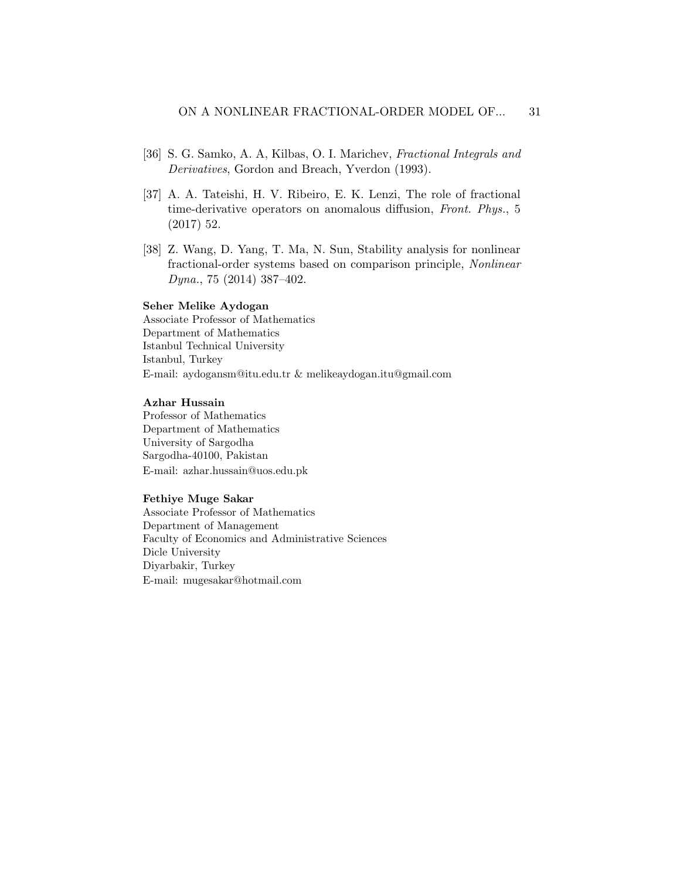[36] S. G. Samko, A. A, Kilbas, O. I. Marichev, *Fractional Integrals and Derivatives*, Gordon and Breach, Yverdon (1993).

[37] A. A. Tateishi, H. V. Ribeiro, E. K. Lenzi, The role of fractional time-derivative operators on anomalous diffusion, *Front. Phys.*, 5 (2017) 52.

[38] Z. Wang, D. Yang, T. Ma, N. Sun, Stability analysis for nonlinear fractional-order systems based on comparison principle, *Nonlinear Dyna.*, 75 (2014) 387–402.

**Seher Melike Aydogan**
Associate Professor of Mathematics
Department of Mathematics
Istanbul Technical University
Istanbul, Turkey
E-mail: aydogansm@itu.edu.tr & melikeaydogan.itu@gmail.com

**Azhar Hussain**
Professor of Mathematics
Department of Mathematics
University of Sargodha
Sargodha-40100, Pakistan
E-mail: azhar.hussain@uos.edu.pk

**Fethiye Muge Sakar**
Associate Professor of Mathematics
Department of Management
Faculty of Economics and Administrative Sciences
Dicle University
Diyarbakir, Turkey
E-mail: mugesakar@hotmail.com